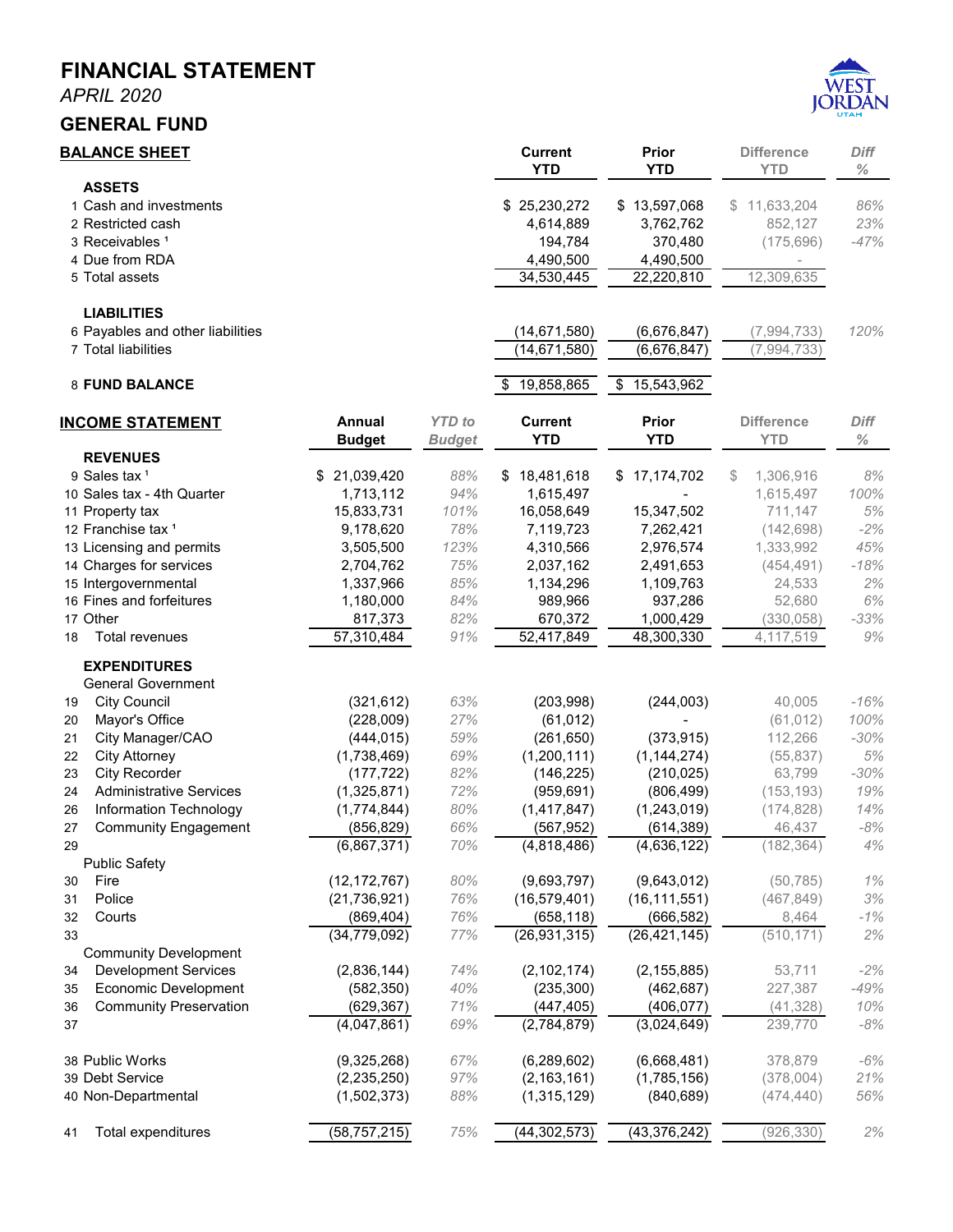# FINANCIAL STATEMENT

*APRIL 2020*

## GENERAL FUND

WEST JORDAN UTAH

| **BALANCE SHEET** | Current YTD | Prior YTD | Difference YTD | Diff % |
|---|---|---|---|---|
| **ASSETS** | | | | |
| 1 Cash and investments | $ 25,230,272 | $ 13,597,068 | $ 11,633,204 | 86% |
| 2 Restricted cash | 4,614,889 | 3,762,762 | 852,127 | 23% |
| 3 Receivables [1] | 194,784 | 370,480 | (175,696) | -47% |
| 4 Due from RDA | 4,490,500 | 4,490,500 | - | |
| 5 Total assets | 34,530,445 | 22,220,810 | 12,309,635 | |
| **LIABILITIES** | | | | |
| 6 Payables and other liabilities | (14,671,580) | (6,676,847) | (7,994,733) | 120% |
| 7 Total liabilities | (14,671,580) | (6,676,847) | (7,994,733) | |
| 8 **FUND BALANCE** | $ 19,858,865 | $ 15,543,962 | | |

| **INCOME STATEMENT** | Annual Budget | YTD to Budget | Current YTD | Prior YTD | Difference YTD | Diff % |
|---|---|---|---|---|---|---|
| **REVENUES** | | | | | | |
| 9 Sales tax [1] | $ 21,039,420 | 88% | $ 18,481,618 | $ 17,174,702 | $ 1,306,916 | 8% |
| 10 Sales tax - 4th Quarter | 1,713,112 | 94% | 1,615,497 | - | 1,615,497 | 100% |
| 11 Property tax | 15,833,731 | 101% | 16,058,649 | 15,347,502 | 711,147 | 5% |
| 12 Franchise tax [1] | 9,178,620 | 78% | 7,119,723 | 7,262,421 | (142,698) | -2% |
| 13 Licensing and permits | 3,505,500 | 123% | 4,310,566 | 2,976,574 | 1,333,992 | 45% |
| 14 Charges for services | 2,704,762 | 75% | 2,037,162 | 2,491,653 | (454,491) | -18% |
| 15 Intergovernmental | 1,337,966 | 85% | 1,134,296 | 1,109,763 | 24,533 | 2% |
| 16 Fines and forfeitures | 1,180,000 | 84% | 989,966 | 937,286 | 52,680 | 6% |
| 17 Other | 817,373 | 82% | 670,372 | 1,000,429 | (330,058) | -33% |
| 18 Total revenues | 57,310,484 | 91% | 52,417,849 | 48,300,330 | 4,117,519 | 9% |
| **EXPENDITURES** | | | | | | |
| General Government | | | | | | |
| 19 City Council | (321,612) | 63% | (203,998) | (244,003) | 40,005 | -16% |
| 20 Mayor's Office | (228,009) | 27% | (61,012) | - | (61,012) | 100% |
| 21 City Manager/CAO | (444,015) | 59% | (261,650) | (373,915) | 112,266 | -30% |
| 22 City Attorney | (1,738,469) | 69% | (1,200,111) | (1,144,274) | (55,837) | 5% |
| 23 City Recorder | (177,722) | 82% | (146,225) | (210,025) | 63,799 | -30% |
| 24 Administrative Services | (1,325,871) | 72% | (959,691) | (806,499) | (153,193) | 19% |
| 26 Information Technology | (1,774,844) | 80% | (1,417,847) | (1,243,019) | (174,828) | 14% |
| 27 Community Engagement | (856,829) | 66% | (567,952) | (614,389) | 46,437 | -8% |
| 29 | (6,867,371) | 70% | (4,818,486) | (4,636,122) | (182,364) | 4% |
| Public Safety | | | | | | |
| 30 Fire | (12,172,767) | 80% | (9,693,797) | (9,643,012) | (50,785) | 1% |
| 31 Police | (21,736,921) | 76% | (16,579,401) | (16,111,551) | (467,849) | 3% |
| 32 Courts | (869,404) | 76% | (658,118) | (666,582) | 8,464 | -1% |
| 33 | (34,779,092) | 77% | (26,931,315) | (26,421,145) | (510,171) | 2% |
| Community Development | | | | | | |
| 34 Development Services | (2,836,144) | 74% | (2,102,174) | (2,155,885) | 53,711 | -2% |
| 35 Economic Development | (582,350) | 40% | (235,300) | (462,687) | 227,387 | -49% |
| 36 Community Preservation | (629,367) | 71% | (447,405) | (406,077) | (41,328) | 10% |
| 37 | (4,047,861) | 69% | (2,784,879) | (3,024,649) | 239,770 | -8% |
| 38 Public Works | (9,325,268) | 67% | (6,289,602) | (6,668,481) | 378,879 | -6% |
| 39 Debt Service | (2,235,250) | 97% | (2,163,161) | (1,785,156) | (378,004) | 21% |
| 40 Non-Departmental | (1,502,373) | 88% | (1,315,129) | (840,689) | (474,440) | 56% |
| 41 Total expenditures | (58,757,215) | 75% | (44,302,573) | (43,376,242) | (926,330) | 2% |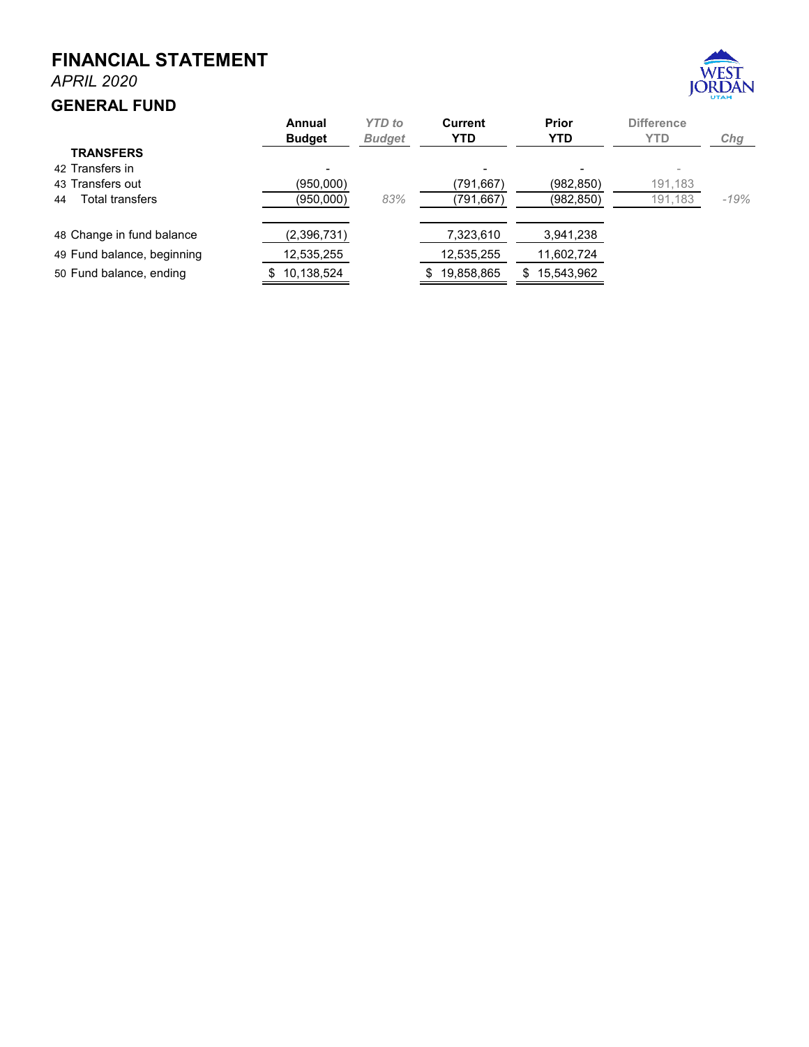# FINANCIAL STATEMENT

*APRIL 2020*

## GENERAL FUND

| | Annual Budget | *YTD to Budget* | Current YTD | Prior YTD | Difference YTD | *Chg* |
|---|---|---|---|---|---|---|
| **TRANSFERS** | | | | | | |
| 42 Transfers in | - | | - | - | - | |
| 43 Transfers out | (950,000) | | (791,667) | (982,850) | 191,183 | |
| 44 Total transfers | (950,000) | *83%* | (791,667) | (982,850) | 191,183 | *-19%* |
| 48 Change in fund balance | (2,396,731) | | 7,323,610 | 3,941,238 | | |
| 49 Fund balance, beginning | 12,535,255 | | 12,535,255 | 11,602,724 | | |
| 50 Fund balance, ending | $ 10,138,524 | | $ 19,858,865 | $ 15,543,962 | | |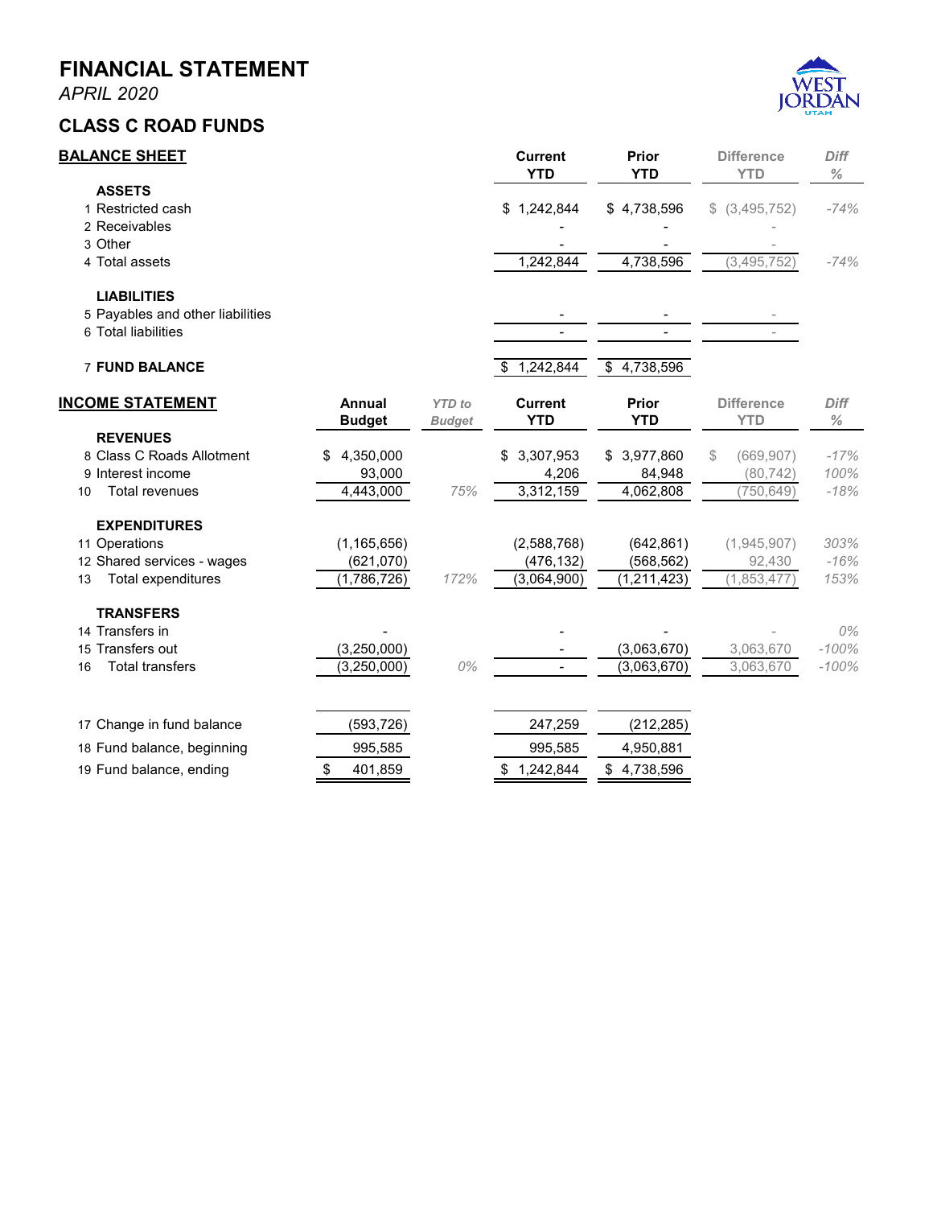# FINANCIAL STATEMENT

*APRIL 2020*

## CLASS C ROAD FUNDS

### BALANCE SHEET

| | | Current YTD | Prior YTD | Difference YTD | Diff % |
|---|---|---|---|---|---|
| | **ASSETS** | | | | |
| 1 | Restricted cash | $ 1,242,844 | $ 4,738,596 | $ (3,495,752) | -74% |
| 2 | Receivables | - | - | - | |
| 3 | Other | - | - | - | |
| 4 | Total assets | 1,242,844 | 4,738,596 | (3,495,752) | -74% |
| | **LIABILITIES** | | | | |
| 5 | Payables and other liabilities | - | - | - | |
| 6 | Total liabilities | - | - | - | |
| 7 | **FUND BALANCE** | $ 1,242,844 | $ 4,738,596 | | |

### INCOME STATEMENT

| | | Annual Budget | YTD to Budget | Current YTD | Prior YTD | Difference YTD | Diff % |
|---|---|---|---|---|---|---|---|
| | **REVENUES** | | | | | | |
| 8 | Class C Roads Allotment | $ 4,350,000 | | $ 3,307,953 | $ 3,977,860 | $ (669,907) | -17% |
| 9 | Interest income | 93,000 | | 4,206 | 84,948 | (80,742) | 100% |
| 10 | Total revenues | 4,443,000 | 75% | 3,312,159 | 4,062,808 | (750,649) | -18% |
| | **EXPENDITURES** | | | | | | |
| 11 | Operations | (1,165,656) | | (2,588,768) | (642,861) | (1,945,907) | 303% |
| 12 | Shared services - wages | (621,070) | | (476,132) | (568,562) | 92,430 | -16% |
| 13 | Total expenditures | (1,786,726) | 172% | (3,064,900) | (1,211,423) | (1,853,477) | 153% |
| | **TRANSFERS** | | | | | | |
| 14 | Transfers in | - | | - | - | - | 0% |
| 15 | Transfers out | (3,250,000) | | - | (3,063,670) | 3,063,670 | -100% |
| 16 | Total transfers | (3,250,000) | 0% | - | (3,063,670) | 3,063,670 | -100% |
| 17 | Change in fund balance | (593,726) | | 247,259 | (212,285) | | |
| 18 | Fund balance, beginning | 995,585 | | 995,585 | 4,950,881 | | |
| 19 | Fund balance, ending | $ 401,859 | | $ 1,242,844 | $ 4,738,596 | | |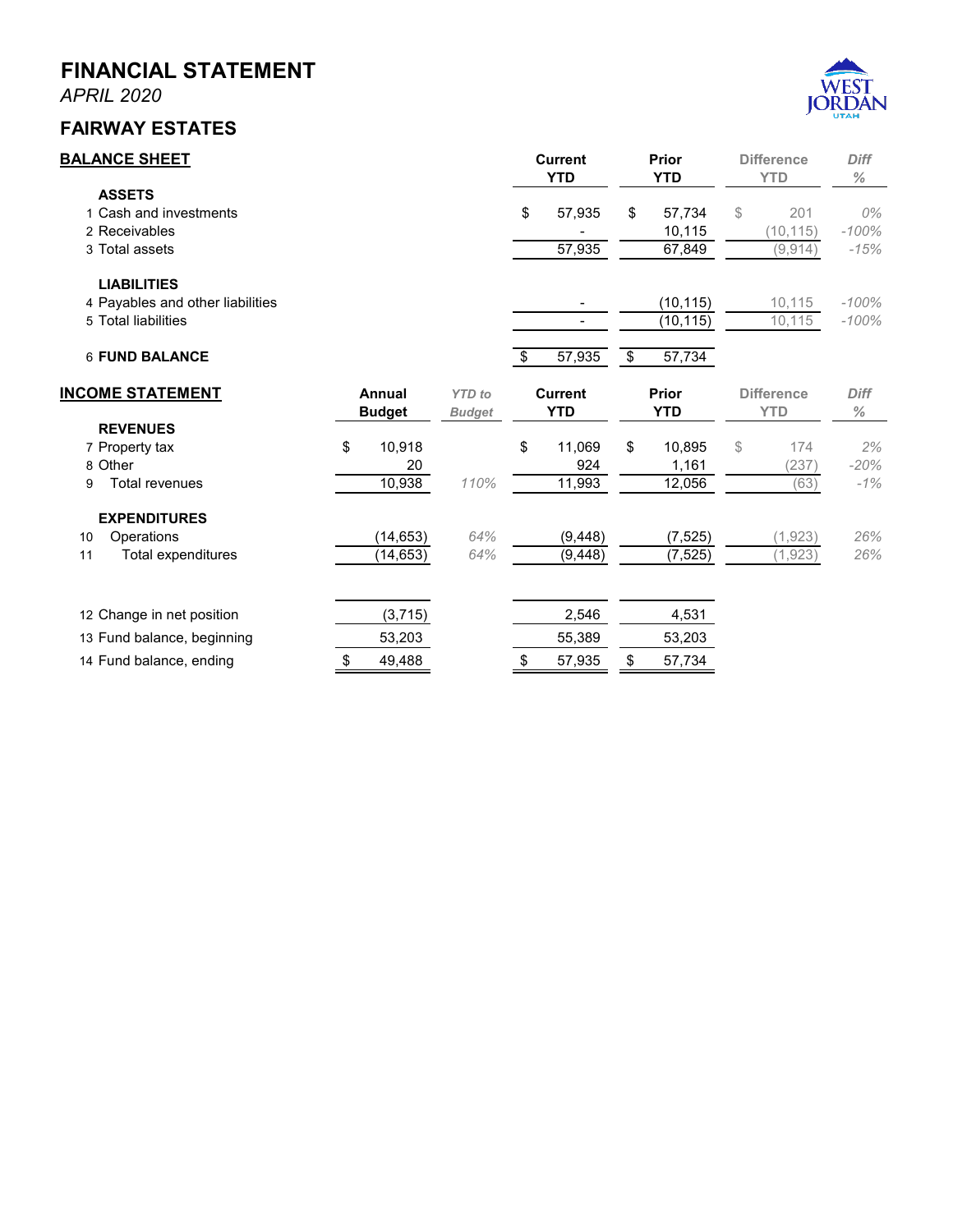# FINANCIAL STATEMENT

*APRIL 2020*

## FAIRWAY ESTATES

### BALANCE SHEET

| | | Current YTD | Prior YTD | Difference YTD | *Diff %* |
|---|---|---|---|---|---|
| | **ASSETS** | | | | |
| 1 | Cash and investments | $ 57,935 | $ 57,734 | $ 201 | *0%* |
| 2 | Receivables | - | 10,115 | (10,115) | *-100%* |
| 3 | Total assets | 57,935 | 67,849 | (9,914) | *-15%* |
| | **LIABILITIES** | | | | |
| 4 | Payables and other liabilities | - | (10,115) | 10,115 | *-100%* |
| 5 | Total liabilities | - | (10,115) | 10,115 | *-100%* |
| 6 | **FUND BALANCE** | $ 57,935 | $ 57,734 | | |

### INCOME STATEMENT

| | | Annual Budget | *YTD to Budget* | Current YTD | Prior YTD | Difference YTD | *Diff %* |
|---|---|---|---|---|---|---|---|
| | **REVENUES** | | | | | | |
| 7 | Property tax | $ 10,918 | | $ 11,069 | $ 10,895 | $ 174 | *2%* |
| 8 | Other | 20 | | 924 | 1,161 | (237) | *-20%* |
| 9 | Total revenues | 10,938 | *110%* | 11,993 | 12,056 | (63) | *-1%* |
| | **EXPENDITURES** | | | | | | |
| 10 | Operations | (14,653) | *64%* | (9,448) | (7,525) | (1,923) | *26%* |
| 11 | Total expenditures | (14,653) | *64%* | (9,448) | (7,525) | (1,923) | *26%* |
| 12 | Change in net position | (3,715) | | 2,546 | 4,531 | | |
| 13 | Fund balance, beginning | 53,203 | | 55,389 | 53,203 | | |
| 14 | Fund balance, ending | $ 49,488 | | $ 57,935 | $ 57,734 | | |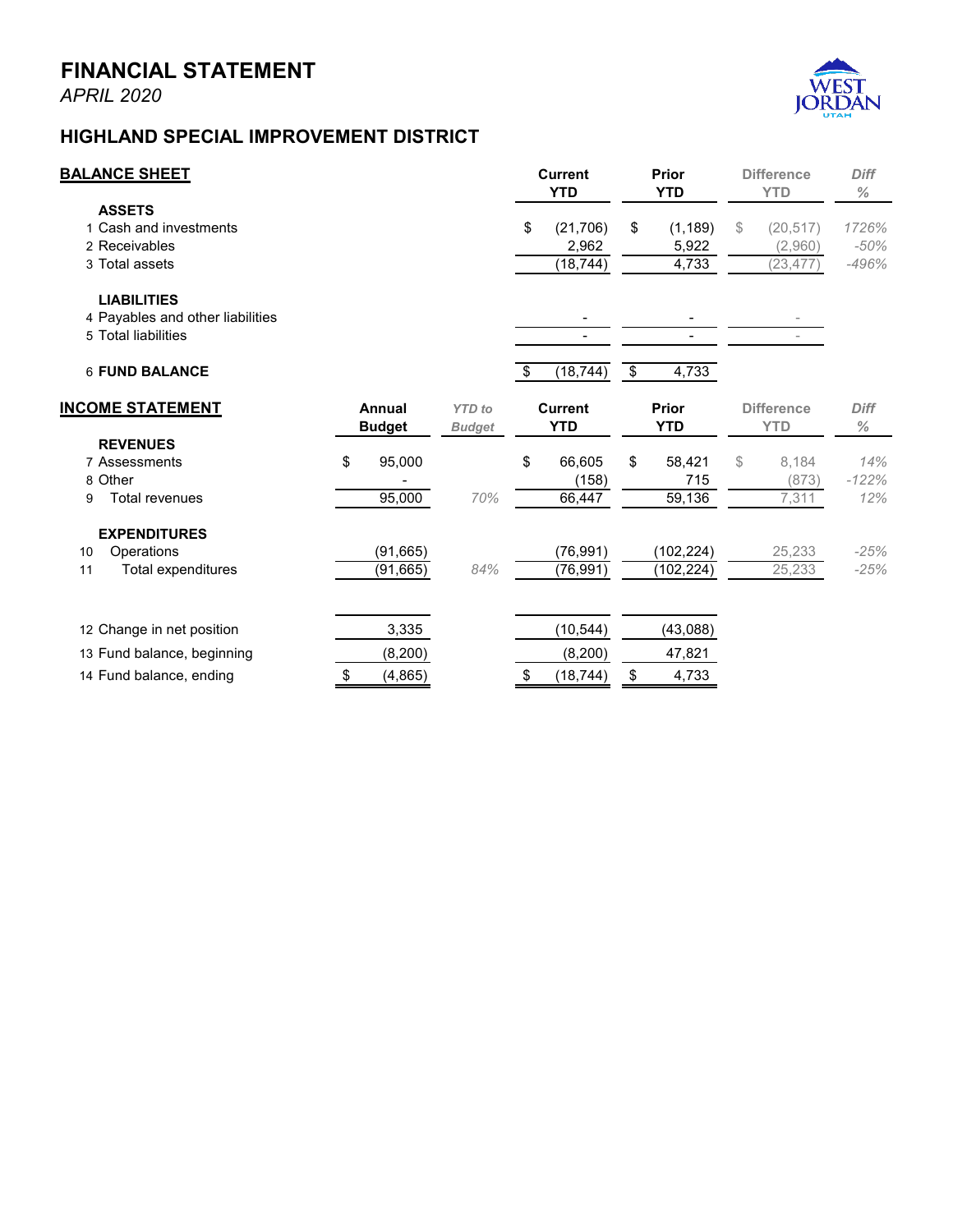# FINANCIAL STATEMENT

*APRIL 2020*

## HIGHLAND SPECIAL IMPROVEMENT DISTRICT

| BALANCE SHEET | Current YTD | Prior YTD | Difference YTD | Diff % |
|---|---|---|---|---|
| **ASSETS** | | | | |
| 1 Cash and investments | $ (21,706) | $ (1,189) | $ (20,517) | 1726% |
| 2 Receivables | 2,962 | 5,922 | (2,960) | -50% |
| 3 Total assets | (18,744) | 4,733 | (23,477) | -496% |
| **LIABILITIES** | | | | |
| 4 Payables and other liabilities | - | - | - | |
| 5 Total liabilities | - | - | - | |
| 6 **FUND BALANCE** | $ (18,744) | $ 4,733 | | |

| INCOME STATEMENT | Annual Budget | YTD to Budget | Current YTD | Prior YTD | Difference YTD | Diff % |
|---|---|---|---|---|---|---|
| **REVENUES** | | | | | | |
| 7 Assessments | $ 95,000 | | $ 66,605 | $ 58,421 | $ 8,184 | 14% |
| 8 Other | - | | (158) | 715 | (873) | -122% |
| 9 Total revenues | 95,000 | 70% | 66,447 | 59,136 | 7,311 | 12% |
| **EXPENDITURES** | | | | | | |
| 10 Operations | (91,665) | | (76,991) | (102,224) | 25,233 | -25% |
| 11 Total expenditures | (91,665) | 84% | (76,991) | (102,224) | 25,233 | -25% |
| 12 Change in net position | 3,335 | | (10,544) | (43,088) | | |
| 13 Fund balance, beginning | (8,200) | | (8,200) | 47,821 | | |
| 14 Fund balance, ending | $ (4,865) | | $ (18,744) | $ 4,733 | | |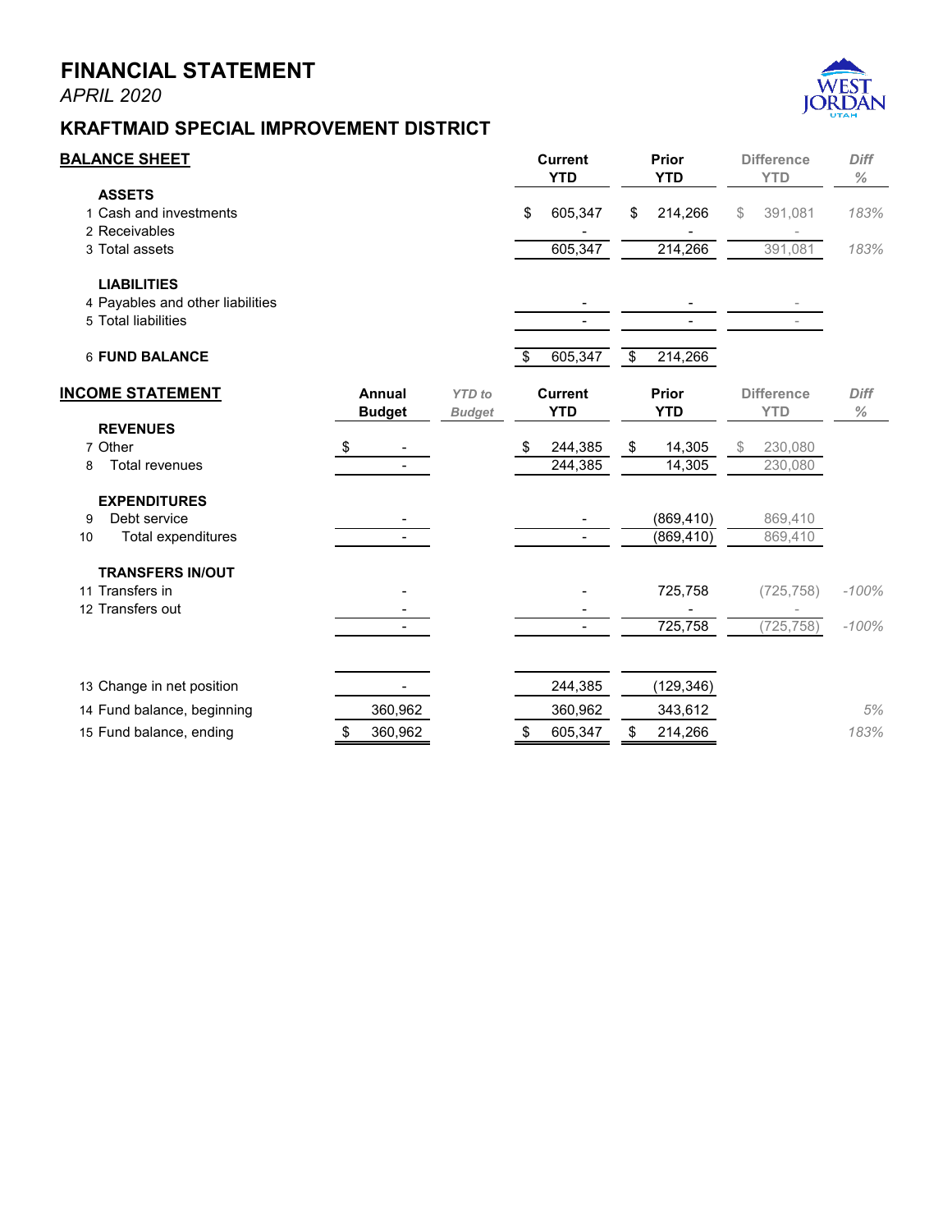# FINANCIAL STATEMENT

*APRIL 2020*

## KRAFTMAID SPECIAL IMPROVEMENT DISTRICT

| **BALANCE SHEET** | Current YTD | Prior YTD | Difference YTD | Diff % |
|---|---|---|---|---|
| **ASSETS** | | | | |
| 1 Cash and investments | $ 605,347 | $ 214,266 | $ 391,081 | 183% |
| 2 Receivables | - | - | - | |
| 3 Total assets | 605,347 | 214,266 | 391,081 | 183% |
| **LIABILITIES** | | | | |
| 4 Payables and other liabilities | - | - | - | |
| 5 Total liabilities | - | - | - | |
| 6 **FUND BALANCE** | $ 605,347 | $ 214,266 | | |

| **INCOME STATEMENT** | Annual Budget | *YTD to Budget* | Current YTD | Prior YTD | Difference YTD | Diff % |
|---|---|---|---|---|---|---|
| **REVENUES** | | | | | | |
| 7 Other | $ - | | $ 244,385 | $ 14,305 | $ 230,080 | |
| 8 Total revenues | - | | 244,385 | 14,305 | 230,080 | |
| **EXPENDITURES** | | | | | | |
| 9 Debt service | - | | - | (869,410) | 869,410 | |
| 10 Total expenditures | - | | - | (869,410) | 869,410 | |
| **TRANSFERS IN/OUT** | | | | | | |
| 11 Transfers in | - | | - | 725,758 | (725,758) | -100% |
| 12 Transfers out | - | | - | - | - | |
| | - | | - | 725,758 | (725,758) | -100% |
| 13 Change in net position | - | | 244,385 | (129,346) | | |
| 14 Fund balance, beginning | 360,962 | | 360,962 | 343,612 | | 5% |
| 15 Fund balance, ending | $ 360,962 | | $ 605,347 | $ 214,266 | | 183% |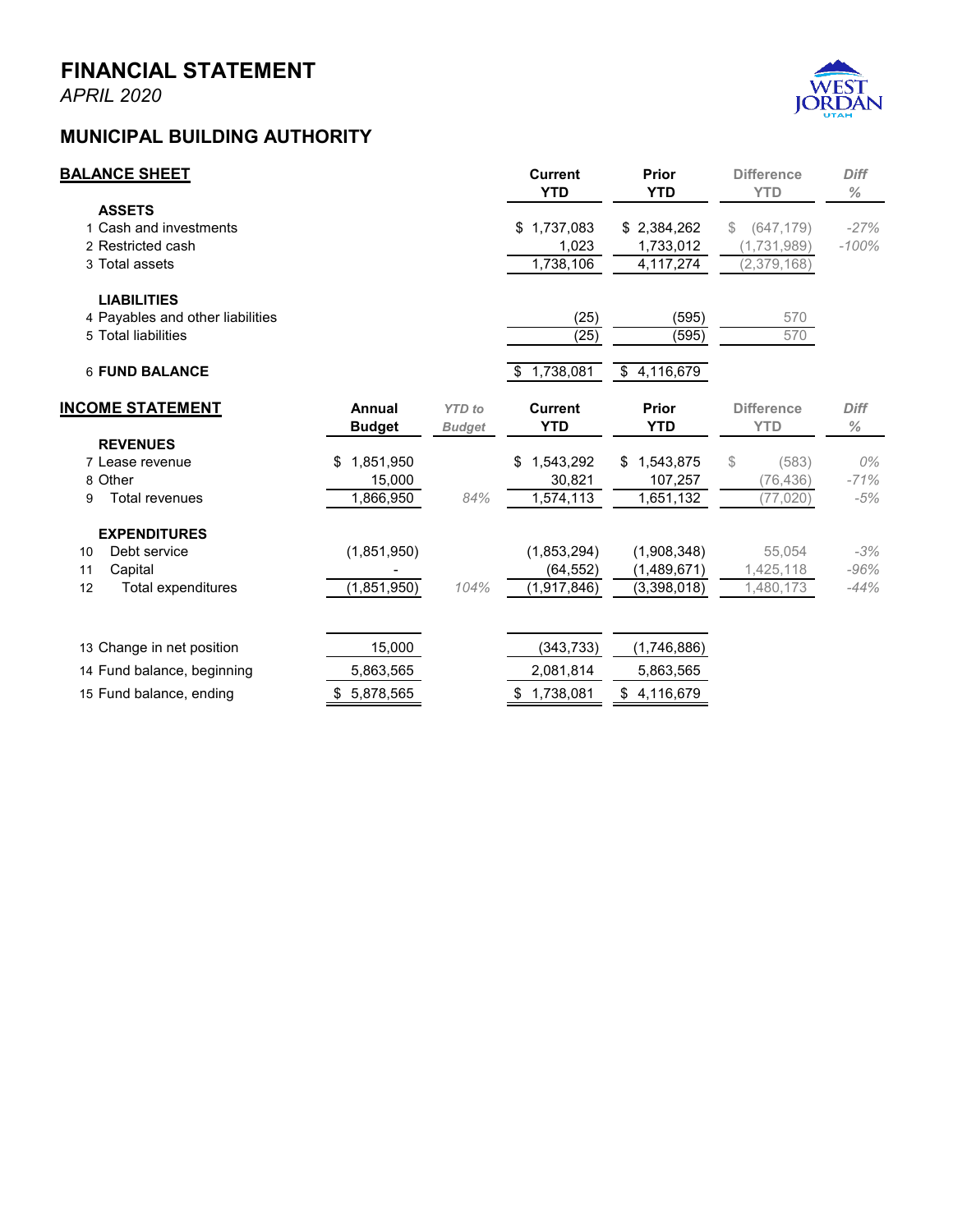# FINANCIAL STATEMENT

*APRIL 2020*

## MUNICIPAL BUILDING AUTHORITY

| BALANCE SHEET | Current YTD | Prior YTD | Difference YTD | Diff % |
|---|---|---|---|---|
| **ASSETS** | | | | |
| 1 Cash and investments | $ 1,737,083 | $ 2,384,262 | $ (647,179) | -27% |
| 2 Restricted cash | 1,023 | 1,733,012 | (1,731,989) | -100% |
| 3 Total assets | 1,738,106 | 4,117,274 | (2,379,168) | |
| **LIABILITIES** | | | | |
| 4 Payables and other liabilities | (25) | (595) | 570 | |
| 5 Total liabilities | (25) | (595) | 570 | |
| 6 **FUND BALANCE** | $ 1,738,081 | $ 4,116,679 | | |

| INCOME STATEMENT | Annual Budget | YTD to Budget | Current YTD | Prior YTD | Difference YTD | Diff % |
|---|---|---|---|---|---|---|
| **REVENUES** | | | | | | |
| 7 Lease revenue | $ 1,851,950 | | $ 1,543,292 | $ 1,543,875 | $ (583) | 0% |
| 8 Other | 15,000 | | 30,821 | 107,257 | (76,436) | -71% |
| 9 Total revenues | 1,866,950 | 84% | 1,574,113 | 1,651,132 | (77,020) | -5% |
| **EXPENDITURES** | | | | | | |
| 10 Debt service | (1,851,950) | | (1,853,294) | (1,908,348) | 55,054 | -3% |
| 11 Capital | - | | (64,552) | (1,489,671) | 1,425,118 | -96% |
| 12 Total expenditures | (1,851,950) | 104% | (1,917,846) | (3,398,018) | 1,480,173 | -44% |
| 13 Change in net position | 15,000 | | (343,733) | (1,746,886) | | |
| 14 Fund balance, beginning | 5,863,565 | | 2,081,814 | 5,863,565 | | |
| 15 Fund balance, ending | $ 5,878,565 | | $ 1,738,081 | $ 4,116,679 | | |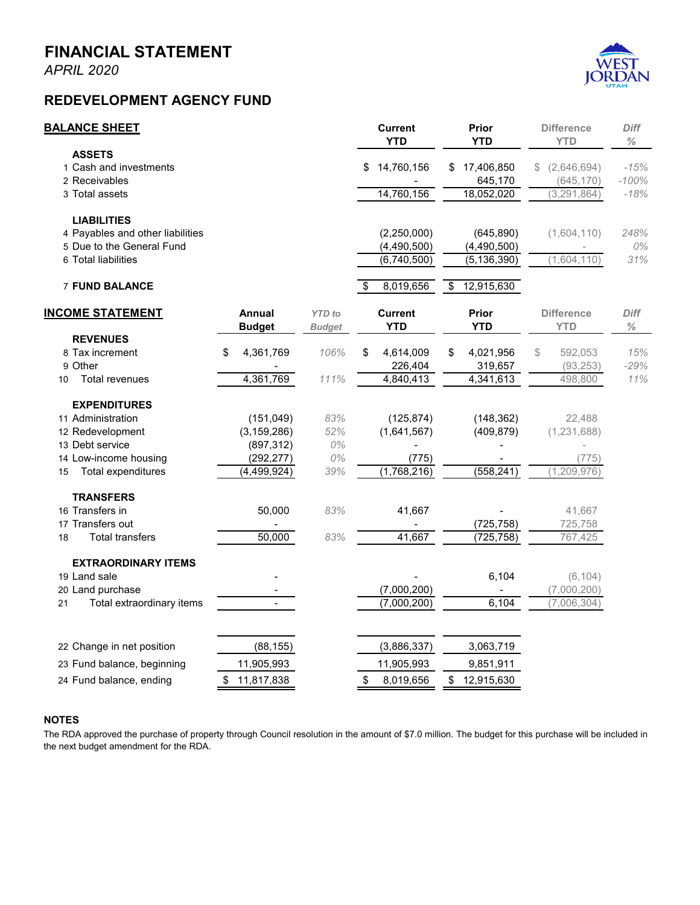# FINANCIAL STATEMENT

*APRIL 2020*

## REDEVELOPMENT AGENCY FUND

| BALANCE SHEET | Current YTD | Prior YTD | Difference YTD | Diff % |
|---|---|---|---|---|
| **ASSETS** | | | | |
| 1 Cash and investments | $ 14,760,156 | $ 17,406,850 | $ (2,646,694) | -15% |
| 2 Receivables | - | 645,170 | (645,170) | -100% |
| 3 Total assets | 14,760,156 | 18,052,020 | (3,291,864) | -18% |
| **LIABILITIES** | | | | |
| 4 Payables and other liabilities | (2,250,000) | (645,890) | (1,604,110) | 248% |
| 5 Due to the General Fund | (4,490,500) | (4,490,500) | - | 0% |
| 6 Total liabilities | (6,740,500) | (5,136,390) | (1,604,110) | 31% |
| 7 **FUND BALANCE** | $ 8,019,656 | $ 12,915,630 | | |

| INCOME STATEMENT | Annual Budget | YTD to Budget | Current YTD | Prior YTD | Difference YTD | Diff % |
|---|---|---|---|---|---|---|
| **REVENUES** | | | | | | |
| 8 Tax increment | $ 4,361,769 | 106% | $ 4,614,009 | $ 4,021,956 | $ 592,053 | 15% |
| 9 Other | - | | 226,404 | 319,657 | (93,253) | -29% |
| 10 Total revenues | 4,361,769 | 111% | 4,840,413 | 4,341,613 | 498,800 | 11% |
| **EXPENDITURES** | | | | | | |
| 11 Administration | (151,049) | 83% | (125,874) | (148,362) | 22,488 | |
| 12 Redevelopment | (3,159,286) | 52% | (1,641,567) | (409,879) | (1,231,688) | |
| 13 Debt service | (897,312) | 0% | - | - | - | |
| 14 Low-income housing | (292,277) | 0% | (775) | - | (775) | |
| 15 Total expenditures | (4,499,924) | 39% | (1,768,216) | (558,241) | (1,209,976) | |
| **TRANSFERS** | | | | | | |
| 16 Transfers in | 50,000 | 83% | 41,667 | - | 41,667 | |
| 17 Transfers out | - | | - | (725,758) | 725,758 | |
| 18 Total transfers | 50,000 | 83% | 41,667 | (725,758) | 767,425 | |
| **EXTRAORDINARY ITEMS** | | | | | | |
| 19 Land sale | - | | - | 6,104 | (6,104) | |
| 20 Land purchase | - | | (7,000,200) | - | (7,000,200) | |
| 21 Total extraordinary items | - | | (7,000,200) | 6,104 | (7,006,304) | |
| 22 Change in net position | (88,155) | | (3,886,337) | 3,063,719 | | |
| 23 Fund balance, beginning | 11,905,993 | | 11,905,993 | 9,851,911 | | |
| 24 Fund balance, ending | $ 11,817,838 | | $ 8,019,656 | $ 12,915,630 | | |

**NOTES**

The RDA approved the purchase of property through Council resolution in the amount of $7.0 million. The budget for this purchase will be included in the next budget amendment for the RDA.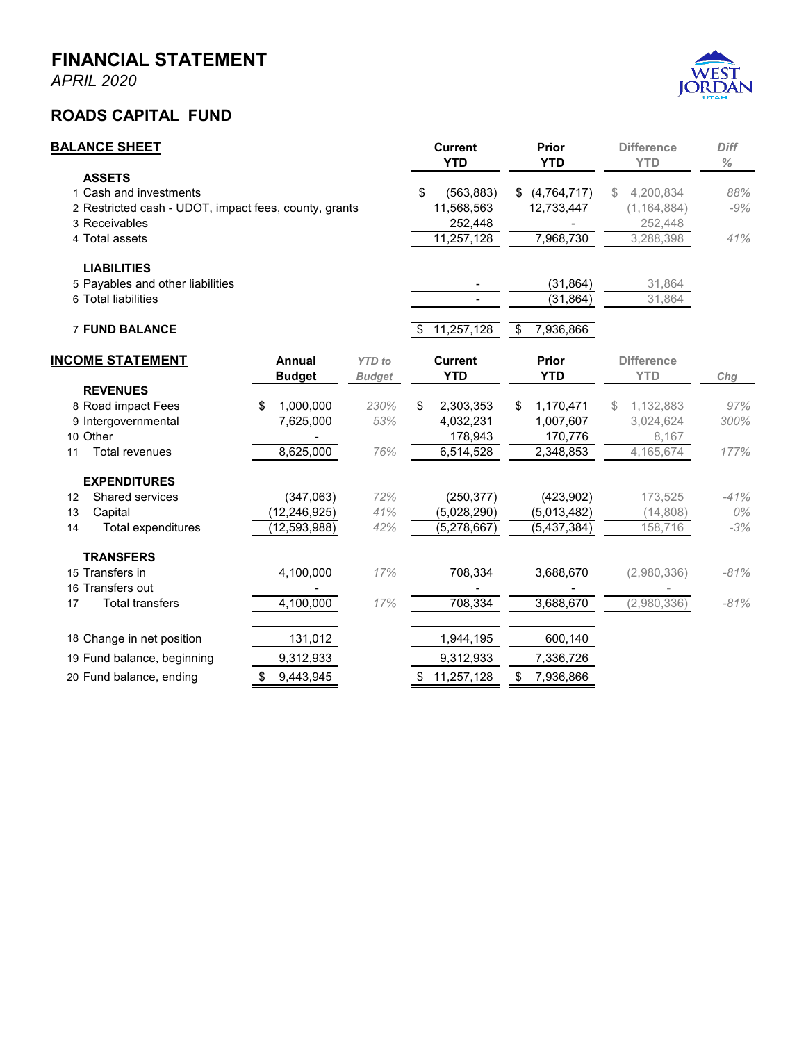# FINANCIAL STATEMENT

*APRIL 2020*

## ROADS CAPITAL FUND

### BALANCE SHEET

| | | Current YTD | Prior YTD | Difference YTD | Diff % |
|---|---|---|---|---|---|
| | **ASSETS** | | | | |
| 1 | Cash and investments | $ (563,883) | $ (4,764,717) | $ 4,200,834 | 88% |
| 2 | Restricted cash - UDOT, impact fees, county, grants | 11,568,563 | 12,733,447 | (1,164,884) | -9% |
| 3 | Receivables | 252,448 | - | 252,448 | |
| 4 | Total assets | 11,257,128 | 7,968,730 | 3,288,398 | 41% |
| | **LIABILITIES** | | | | |
| 5 | Payables and other liabilities | - | (31,864) | 31,864 | |
| 6 | Total liabilities | - | (31,864) | 31,864 | |
| 7 | **FUND BALANCE** | $ 11,257,128 | $ 7,936,866 | | |

### INCOME STATEMENT

| | | Annual Budget | YTD to Budget | Current YTD | Prior YTD | Difference YTD | Chg |
|---|---|---|---|---|---|---|---|
| | **REVENUES** | | | | | | |
| 8 | Road impact Fees | $ 1,000,000 | 230% | $ 2,303,353 | $ 1,170,471 | $ 1,132,883 | 97% |
| 9 | Intergovernmental | 7,625,000 | 53% | 4,032,231 | 1,007,607 | 3,024,624 | 300% |
| 10 | Other | - | | 178,943 | 170,776 | 8,167 | |
| 11 | Total revenues | 8,625,000 | 76% | 6,514,528 | 2,348,853 | 4,165,674 | 177% |
| | **EXPENDITURES** | | | | | | |
| 12 | Shared services | (347,063) | 72% | (250,377) | (423,902) | 173,525 | -41% |
| 13 | Capital | (12,246,925) | 41% | (5,028,290) | (5,013,482) | (14,808) | 0% |
| 14 | Total expenditures | (12,593,988) | 42% | (5,278,667) | (5,437,384) | 158,716 | -3% |
| | **TRANSFERS** | | | | | | |
| 15 | Transfers in | 4,100,000 | 17% | 708,334 | 3,688,670 | (2,980,336) | -81% |
| 16 | Transfers out | - | | - | - | - | |
| 17 | Total transfers | 4,100,000 | 17% | 708,334 | 3,688,670 | (2,980,336) | -81% |
| 18 | Change in net position | 131,012 | | 1,944,195 | 600,140 | | |
| 19 | Fund balance, beginning | 9,312,933 | | 9,312,933 | 7,336,726 | | |
| 20 | Fund balance, ending | $ 9,443,945 | | $ 11,257,128 | $ 7,936,866 | | |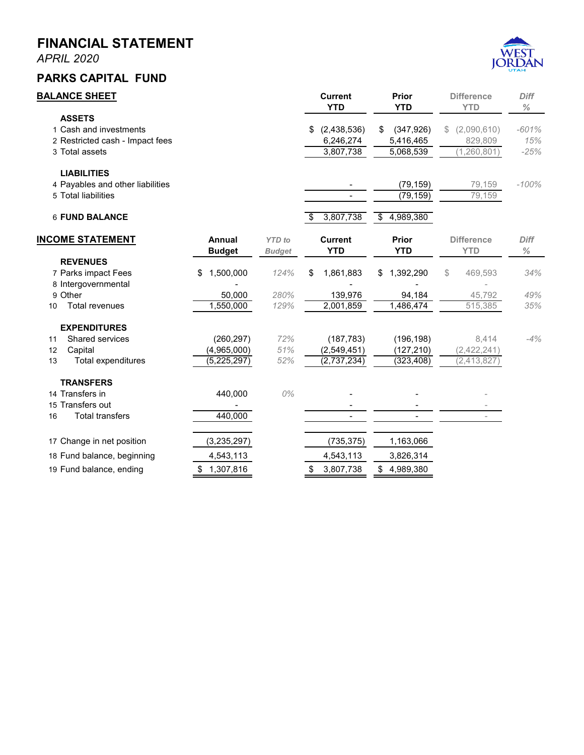# FINANCIAL STATEMENT

*APRIL 2020*

## PARKS CAPITAL FUND

### BALANCE SHEET

| | | Current YTD | Prior YTD | Difference YTD | Diff % |
|---|---|---|---|---|---|
| | **ASSETS** | | | | |
| 1 | Cash and investments | $ (2,438,536) | $ (347,926) | $ (2,090,610) | -601% |
| 2 | Restricted cash - Impact fees | 6,246,274 | 5,416,465 | 829,809 | 15% |
| 3 | Total assets | 3,807,738 | 5,068,539 | (1,260,801) | -25% |
| | **LIABILITIES** | | | | |
| 4 | Payables and other liabilities | - | (79,159) | 79,159 | -100% |
| 5 | Total liabilities | - | (79,159) | 79,159 | |
| 6 | **FUND BALANCE** | $ 3,807,738 | $ 4,989,380 | | |

### INCOME STATEMENT

| | | Annual Budget | YTD to Budget | Current YTD | Prior YTD | Difference YTD | Diff % |
|---|---|---|---|---|---|---|---|
| | **REVENUES** | | | | | | |
| 7 | Parks impact Fees | $ 1,500,000 | 124% | $ 1,861,883 | $ 1,392,290 | $ 469,593 | 34% |
| 8 | Intergovernmental | - | | - | - | - | |
| 9 | Other | 50,000 | 280% | 139,976 | 94,184 | 45,792 | 49% |
| 10 | Total revenues | 1,550,000 | 129% | 2,001,859 | 1,486,474 | 515,385 | 35% |
| | **EXPENDITURES** | | | | | | |
| 11 | Shared services | (260,297) | 72% | (187,783) | (196,198) | 8,414 | -4% |
| 12 | Capital | (4,965,000) | 51% | (2,549,451) | (127,210) | (2,422,241) | |
| 13 | Total expenditures | (5,225,297) | 52% | (2,737,234) | (323,408) | (2,413,827) | |
| | **TRANSFERS** | | | | | | |
| 14 | Transfers in | 440,000 | 0% | - | - | - | |
| 15 | Transfers out | - | | - | - | - | |
| 16 | Total transfers | 440,000 | | - | - | - | |
| 17 | Change in net position | (3,235,297) | | (735,375) | 1,163,066 | | |
| 18 | Fund balance, beginning | 4,543,113 | | 4,543,113 | 3,826,314 | | |
| 19 | Fund balance, ending | $ 1,307,816 | | $ 3,807,738 | $ 4,989,380 | | |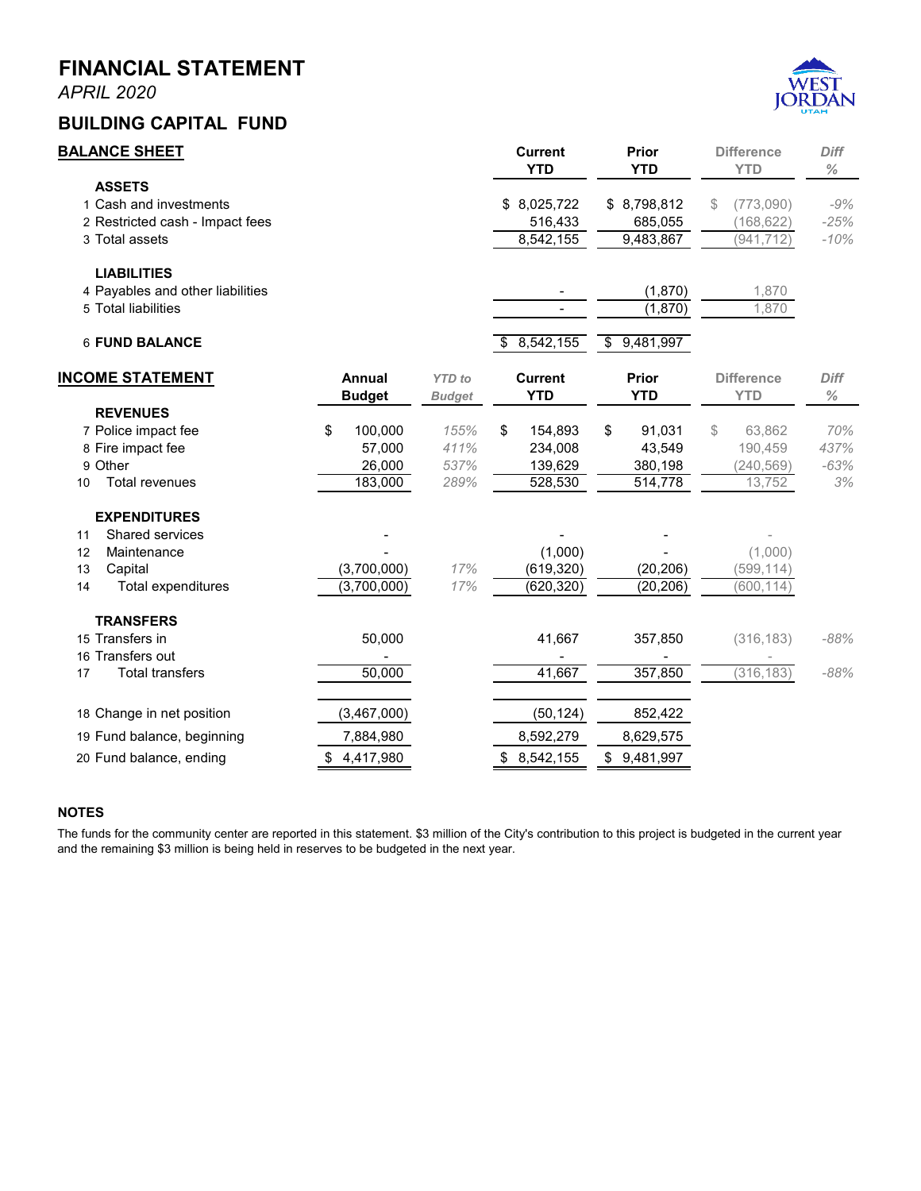# FINANCIAL STATEMENT

*APRIL 2020*

## BUILDING CAPITAL FUND

### BALANCE SHEET

| | | Current YTD | Prior YTD | Difference YTD | Diff % |
|---|---|---|---|---|---|
| **ASSETS** | | | | | |
| 1 | Cash and investments | $ 8,025,722 | $ 8,798,812 | $ (773,090) | -9% |
| 2 | Restricted cash - Impact fees | 516,433 | 685,055 | (168,622) | -25% |
| 3 | Total assets | 8,542,155 | 9,483,867 | (941,712) | -10% |
| **LIABILITIES** | | | | | |
| 4 | Payables and other liabilities | - | (1,870) | 1,870 | |
| 5 | Total liabilities | - | (1,870) | 1,870 | |
| 6 | **FUND BALANCE** | $ 8,542,155 | $ 9,481,997 | | |

### INCOME STATEMENT

| | | Annual Budget | YTD to Budget | Current YTD | Prior YTD | Difference YTD | Diff % |
|---|---|---|---|---|---|---|---|
| **REVENUES** | | | | | | | |
| 7 | Police impact fee | $ 100,000 | 155% | $ 154,893 | $ 91,031 | $ 63,862 | 70% |
| 8 | Fire impact fee | 57,000 | 411% | 234,008 | 43,549 | 190,459 | 437% |
| 9 | Other | 26,000 | 537% | 139,629 | 380,198 | (240,569) | -63% |
| 10 | Total revenues | 183,000 | 289% | 528,530 | 514,778 | 13,752 | 3% |
| **EXPENDITURES** | | | | | | | |
| 11 | Shared services | - | | - | - | - | |
| 12 | Maintenance | - | | (1,000) | - | (1,000) | |
| 13 | Capital | (3,700,000) | 17% | (619,320) | (20,206) | (599,114) | |
| 14 | Total expenditures | (3,700,000) | 17% | (620,320) | (20,206) | (600,114) | |
| **TRANSFERS** | | | | | | | |
| 15 | Transfers in | 50,000 | | 41,667 | 357,850 | (316,183) | -88% |
| 16 | Transfers out | - | | - | - | - | |
| 17 | Total transfers | 50,000 | | 41,667 | 357,850 | (316,183) | -88% |
| 18 | Change in net position | (3,467,000) | | (50,124) | 852,422 | | |
| 19 | Fund balance, beginning | 7,884,980 | | 8,592,279 | 8,629,575 | | |
| 20 | Fund balance, ending | $ 4,417,980 | | $ 8,542,155 | $ 9,481,997 | | |

**NOTES**

The funds for the community center are reported in this statement. $3 million of the City's contribution to this project is budgeted in the current year and the remaining $3 million is being held in reserves to be budgeted in the next year.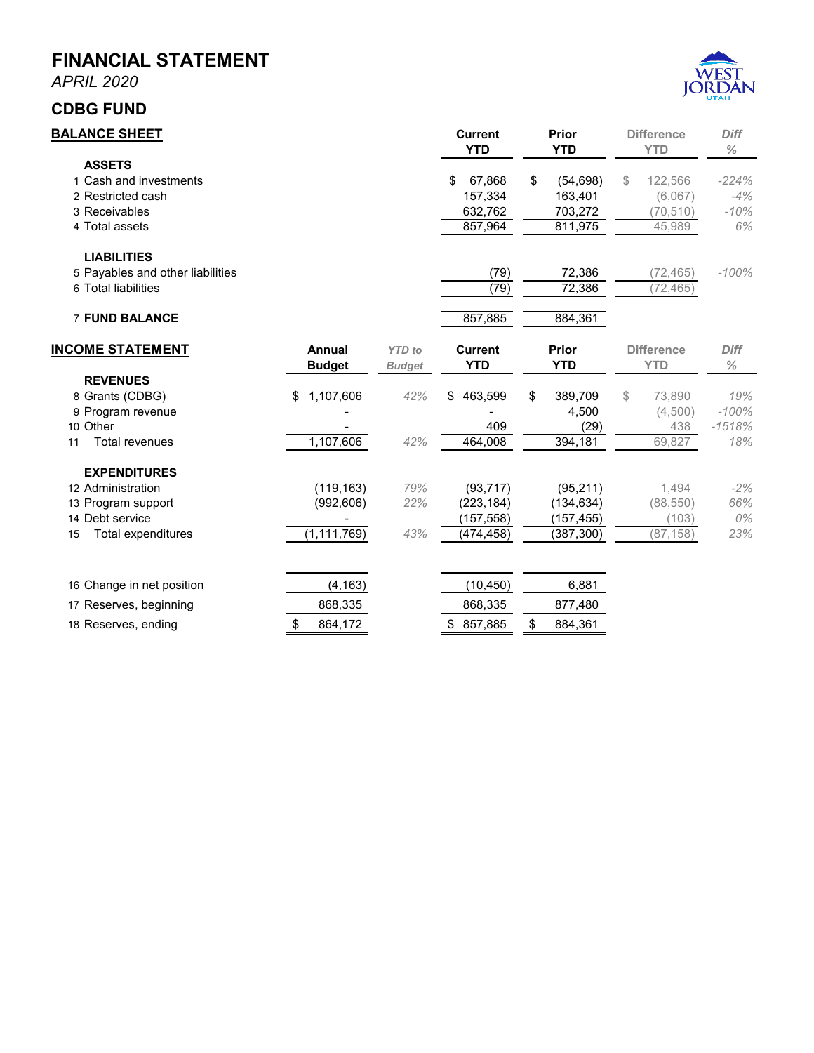# FINANCIAL STATEMENT

*APRIL 2020*

## CDBG FUND

### BALANCE SHEET

| | | Current YTD | Prior YTD | Difference YTD | Diff % |
|---|---|---|---|---|---|
| | **ASSETS** | | | | |
| 1 | Cash and investments | $ 67,868 | $ (54,698) | $ 122,566 | -224% |
| 2 | Restricted cash | 157,334 | 163,401 | (6,067) | -4% |
| 3 | Receivables | 632,762 | 703,272 | (70,510) | -10% |
| 4 | Total assets | 857,964 | 811,975 | 45,989 | 6% |
| | **LIABILITIES** | | | | |
| 5 | Payables and other liabilities | (79) | 72,386 | (72,465) | -100% |
| 6 | Total liabilities | (79) | 72,386 | (72,465) | |
| 7 | **FUND BALANCE** | 857,885 | 884,361 | | |

### INCOME STATEMENT

| | | Annual Budget | YTD to Budget | Current YTD | Prior YTD | Difference YTD | Diff % |
|---|---|---|---|---|---|---|---|
| | **REVENUES** | | | | | | |
| 8 | Grants (CDBG) | $ 1,107,606 | 42% | $ 463,599 | $ 389,709 | $ 73,890 | 19% |
| 9 | Program revenue | - | | - | 4,500 | (4,500) | -100% |
| 10 | Other | - | | 409 | (29) | 438 | -1518% |
| 11 | Total revenues | 1,107,606 | 42% | 464,008 | 394,181 | 69,827 | 18% |
| | **EXPENDITURES** | | | | | | |
| 12 | Administration | (119,163) | 79% | (93,717) | (95,211) | 1,494 | -2% |
| 13 | Program support | (992,606) | 22% | (223,184) | (134,634) | (88,550) | 66% |
| 14 | Debt service | - | | (157,558) | (157,455) | (103) | 0% |
| 15 | Total expenditures | (1,111,769) | 43% | (474,458) | (387,300) | (87,158) | 23% |
| 16 | Change in net position | (4,163) | | (10,450) | 6,881 | | |
| 17 | Reserves, beginning | 868,335 | | 868,335 | 877,480 | | |
| 18 | Reserves, ending | $ 864,172 | | $ 857,885 | $ 884,361 | | |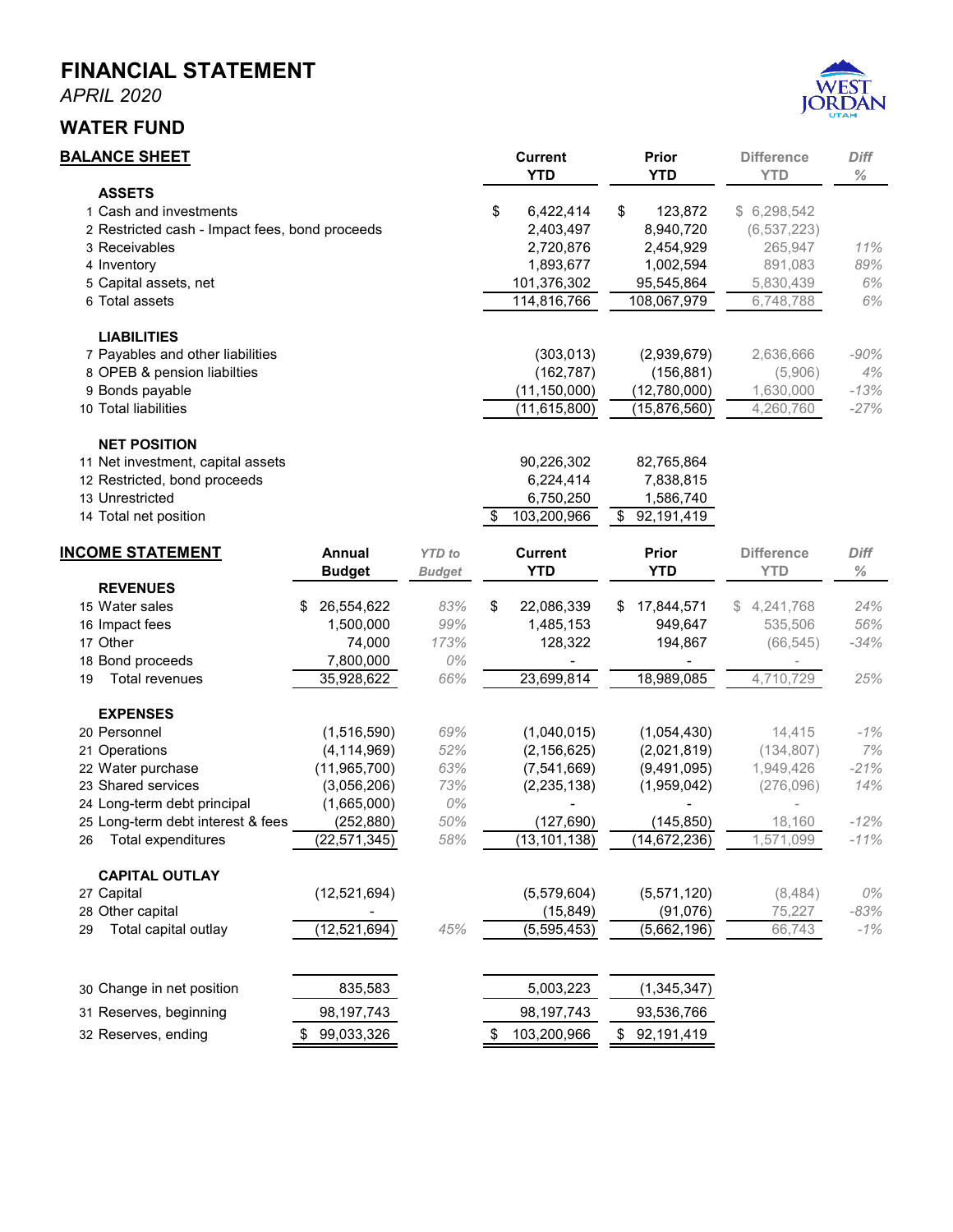# FINANCIAL STATEMENT

*APRIL 2020*

## WATER FUND

### BALANCE SHEET

| | | Current YTD | Prior YTD | Difference YTD | Diff % |
|---|---|---|---|---|---|
| | **ASSETS** | | | | |
| 1 | Cash and investments | $ 6,422,414 | $ 123,872 | $ 6,298,542 | |
| 2 | Restricted cash - Impact fees, bond proceeds | 2,403,497 | 8,940,720 | (6,537,223) | |
| 3 | Receivables | 2,720,876 | 2,454,929 | 265,947 | 11% |
| 4 | Inventory | 1,893,677 | 1,002,594 | 891,083 | 89% |
| 5 | Capital assets, net | 101,376,302 | 95,545,864 | 5,830,439 | 6% |
| 6 | Total assets | 114,816,766 | 108,067,979 | 6,748,788 | 6% |
| | **LIABILITIES** | | | | |
| 7 | Payables and other liabilities | (303,013) | (2,939,679) | 2,636,666 | -90% |
| 8 | OPEB & pension liabilties | (162,787) | (156,881) | (5,906) | 4% |
| 9 | Bonds payable | (11,150,000) | (12,780,000) | 1,630,000 | -13% |
| 10 | Total liabilities | (11,615,800) | (15,876,560) | 4,260,760 | -27% |
| | **NET POSITION** | | | | |
| 11 | Net investment, capital assets | 90,226,302 | 82,765,864 | | |
| 12 | Restricted, bond proceeds | 6,224,414 | 7,838,815 | | |
| 13 | Unrestricted | 6,750,250 | 1,586,740 | | |
| 14 | Total net position | $ 103,200,966 | $ 92,191,419 | | |

### INCOME STATEMENT

| | | Annual Budget | *YTD to Budget* | Current YTD | Prior YTD | Difference YTD | Diff % |
|---|---|---|---|---|---|---|---|
| | **REVENUES** | | | | | | |
| 15 | Water sales | $ 26,554,622 | *83%* | $ 22,086,339 | $ 17,844,571 | $ 4,241,768 | 24% |
| 16 | Impact fees | 1,500,000 | *99%* | 1,485,153 | 949,647 | 535,506 | 56% |
| 17 | Other | 74,000 | *173%* | 128,322 | 194,867 | (66,545) | -34% |
| 18 | Bond proceeds | 7,800,000 | *0%* | - | - | - | |
| 19 | Total revenues | 35,928,622 | *66%* | 23,699,814 | 18,989,085 | 4,710,729 | 25% |
| | **EXPENSES** | | | | | | |
| 20 | Personnel | (1,516,590) | *69%* | (1,040,015) | (1,054,430) | 14,415 | -1% |
| 21 | Operations | (4,114,969) | *52%* | (2,156,625) | (2,021,819) | (134,807) | 7% |
| 22 | Water purchase | (11,965,700) | *63%* | (7,541,669) | (9,491,095) | 1,949,426 | -21% |
| 23 | Shared services | (3,056,206) | *73%* | (2,235,138) | (1,959,042) | (276,096) | 14% |
| 24 | Long-term debt principal | (1,665,000) | *0%* | - | - | - | |
| 25 | Long-term debt interest & fees | (252,880) | *50%* | (127,690) | (145,850) | 18,160 | -12% |
| 26 | Total expenditures | (22,571,345) | *58%* | (13,101,138) | (14,672,236) | 1,571,099 | -11% |
| | **CAPITAL OUTLAY** | | | | | | |
| 27 | Capital | (12,521,694) | | (5,579,604) | (5,571,120) | (8,484) | 0% |
| 28 | Other capital | - | | (15,849) | (91,076) | 75,227 | -83% |
| 29 | Total capital outlay | (12,521,694) | *45%* | (5,595,453) | (5,662,196) | 66,743 | -1% |
| 30 | Change in net position | 835,583 | | 5,003,223 | (1,345,347) | | |
| 31 | Reserves, beginning | 98,197,743 | | 98,197,743 | 93,536,766 | | |
| 32 | Reserves, ending | $ 99,033,326 | | $ 103,200,966 | $ 92,191,419 | | |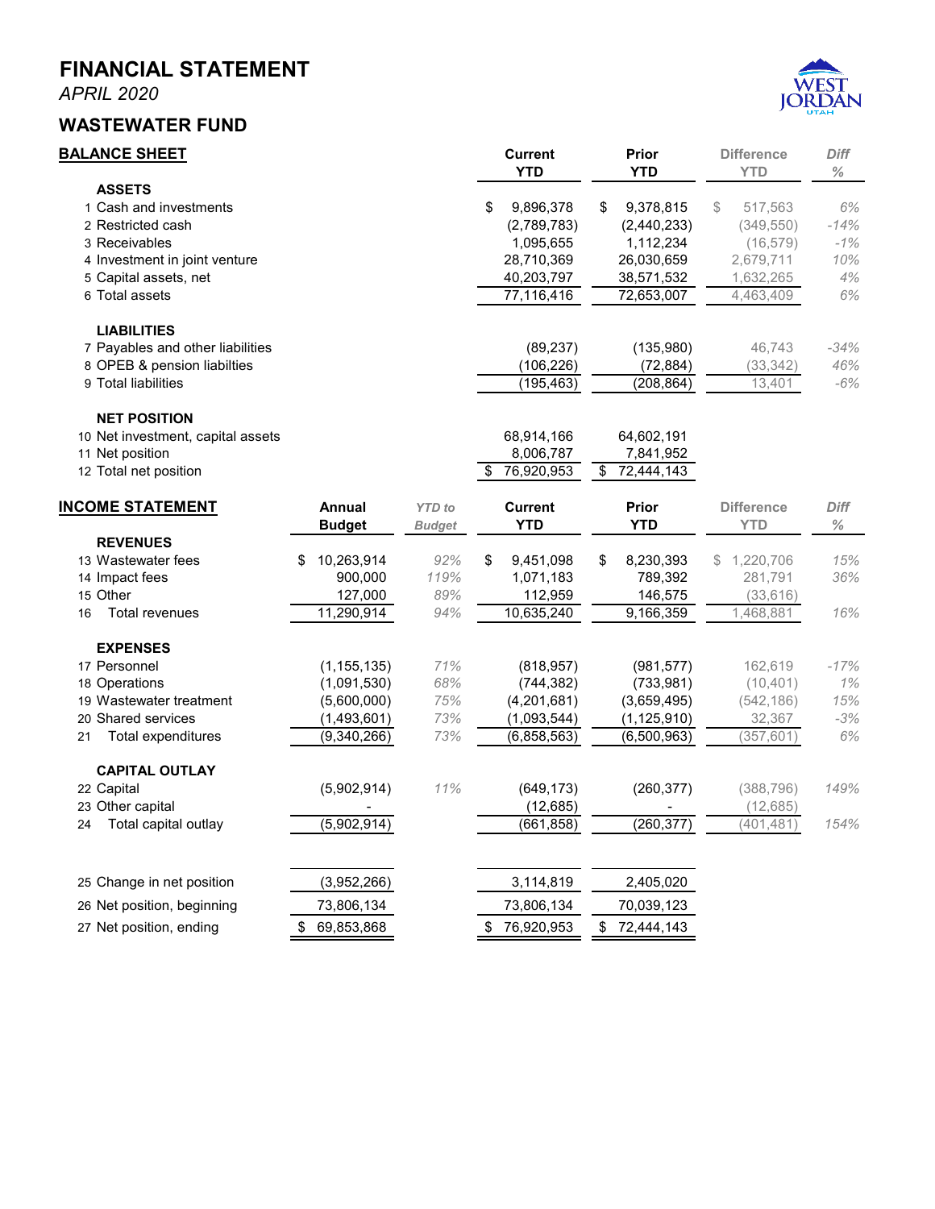# FINANCIAL STATEMENT

*APRIL 2020*

## WASTEWATER FUND

### BALANCE SHEET

| | Current YTD | Prior YTD | Difference YTD | Diff % |
|---|---|---|---|---|
| **ASSETS** | | | | |
| 1 Cash and investments | $ 9,896,378 | $ 9,378,815 | $ 517,563 | 6% |
| 2 Restricted cash | (2,789,783) | (2,440,233) | (349,550) | -14% |
| 3 Receivables | 1,095,655 | 1,112,234 | (16,579) | -1% |
| 4 Investment in joint venture | 28,710,369 | 26,030,659 | 2,679,711 | 10% |
| 5 Capital assets, net | 40,203,797 | 38,571,532 | 1,632,265 | 4% |
| 6 Total assets | 77,116,416 | 72,653,007 | 4,463,409 | 6% |
| **LIABILITIES** | | | | |
| 7 Payables and other liabilities | (89,237) | (135,980) | 46,743 | -34% |
| 8 OPEB & pension liabilties | (106,226) | (72,884) | (33,342) | 46% |
| 9 Total liabilities | (195,463) | (208,864) | 13,401 | -6% |
| **NET POSITION** | | | | |
| 10 Net investment, capital assets | 68,914,166 | 64,602,191 | | |
| 11 Net position | 8,006,787 | 7,841,952 | | |
| 12 Total net position | $ 76,920,953 | $ 72,444,143 | | |

### INCOME STATEMENT

| | Annual Budget | YTD to Budget | Current YTD | Prior YTD | Difference YTD | Diff % |
|---|---|---|---|---|---|---|
| **REVENUES** | | | | | | |
| 13 Wastewater fees | $ 10,263,914 | 92% | $ 9,451,098 | $ 8,230,393 | $ 1,220,706 | 15% |
| 14 Impact fees | 900,000 | 119% | 1,071,183 | 789,392 | 281,791 | 36% |
| 15 Other | 127,000 | 89% | 112,959 | 146,575 | (33,616) | |
| 16 Total revenues | 11,290,914 | 94% | 10,635,240 | 9,166,359 | 1,468,881 | 16% |
| **EXPENSES** | | | | | | |
| 17 Personnel | (1,155,135) | 71% | (818,957) | (981,577) | 162,619 | -17% |
| 18 Operations | (1,091,530) | 68% | (744,382) | (733,981) | (10,401) | 1% |
| 19 Wastewater treatment | (5,600,000) | 75% | (4,201,681) | (3,659,495) | (542,186) | 15% |
| 20 Shared services | (1,493,601) | 73% | (1,093,544) | (1,125,910) | 32,367 | -3% |
| 21 Total expenditures | (9,340,266) | 73% | (6,858,563) | (6,500,963) | (357,601) | 6% |
| **CAPITAL OUTLAY** | | | | | | |
| 22 Capital | (5,902,914) | 11% | (649,173) | (260,377) | (388,796) | 149% |
| 23 Other capital | - | | (12,685) | - | (12,685) | |
| 24 Total capital outlay | (5,902,914) | | (661,858) | (260,377) | (401,481) | 154% |
| 25 Change in net position | (3,952,266) | | 3,114,819 | 2,405,020 | | |
| 26 Net position, beginning | 73,806,134 | | 73,806,134 | 70,039,123 | | |
| 27 Net position, ending | $ 69,853,868 | | $ 76,920,953 | $ 72,444,143 | | |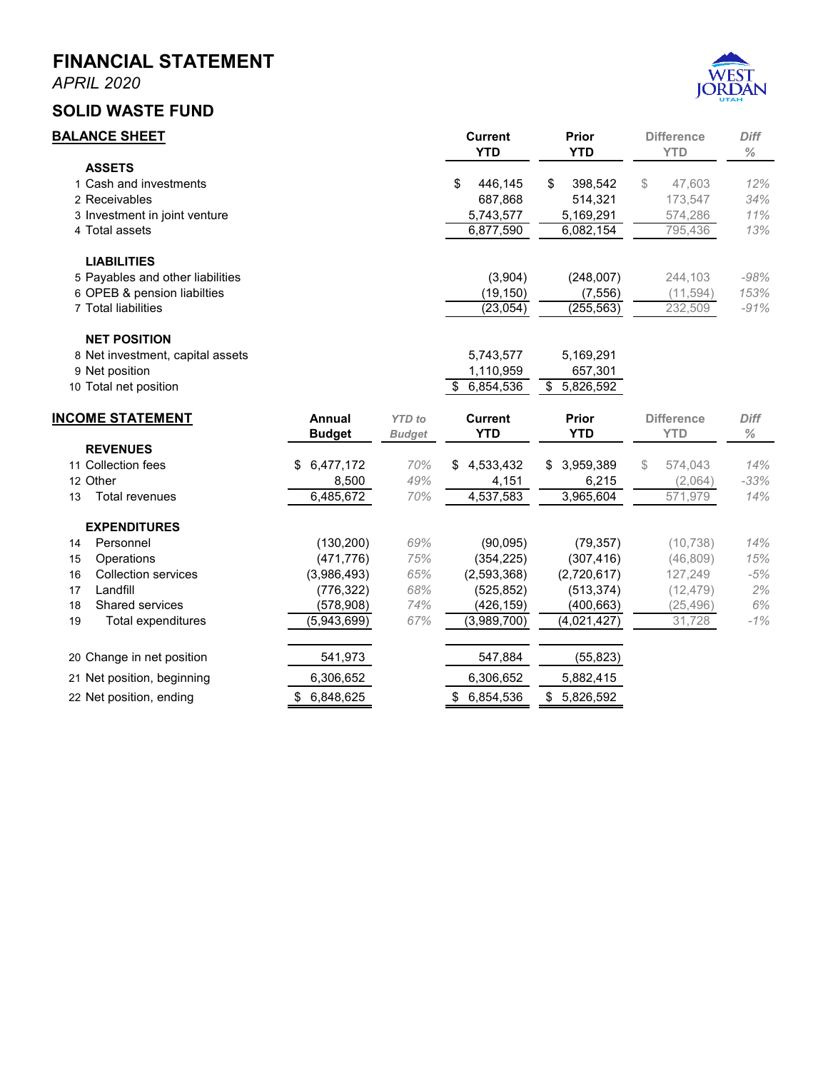# FINANCIAL STATEMENT

*APRIL 2020*

## SOLID WASTE FUND

### BALANCE SHEET

| | | Current YTD | Prior YTD | Difference YTD | Diff % |
|---|---|---|---|---|---|
| | **ASSETS** | | | | |
| 1 | Cash and investments | $ 446,145 | $ 398,542 | $ 47,603 | 12% |
| 2 | Receivables | 687,868 | 514,321 | 173,547 | 34% |
| 3 | Investment in joint venture | 5,743,577 | 5,169,291 | 574,286 | 11% |
| 4 | Total assets | 6,877,590 | 6,082,154 | 795,436 | 13% |
| | **LIABILITIES** | | | | |
| 5 | Payables and other liabilities | (3,904) | (248,007) | 244,103 | -98% |
| 6 | OPEB & pension liabilties | (19,150) | (7,556) | (11,594) | 153% |
| 7 | Total liabilities | (23,054) | (255,563) | 232,509 | -91% |
| | **NET POSITION** | | | | |
| 8 | Net investment, capital assets | 5,743,577 | 5,169,291 | | |
| 9 | Net position | 1,110,959 | 657,301 | | |
| 10 | Total net position | $ 6,854,536 | $ 5,826,592 | | |

### INCOME STATEMENT

| | | Annual Budget | YTD to Budget | Current YTD | Prior YTD | Difference YTD | Diff % |
|---|---|---|---|---|---|---|---|
| | **REVENUES** | | | | | | |
| 11 | Collection fees | $ 6,477,172 | 70% | $ 4,533,432 | $ 3,959,389 | $ 574,043 | 14% |
| 12 | Other | 8,500 | 49% | 4,151 | 6,215 | (2,064) | -33% |
| 13 | Total revenues | 6,485,672 | 70% | 4,537,583 | 3,965,604 | 571,979 | 14% |
| | **EXPENDITURES** | | | | | | |
| 14 | Personnel | (130,200) | 69% | (90,095) | (79,357) | (10,738) | 14% |
| 15 | Operations | (471,776) | 75% | (354,225) | (307,416) | (46,809) | 15% |
| 16 | Collection services | (3,986,493) | 65% | (2,593,368) | (2,720,617) | 127,249 | -5% |
| 17 | Landfill | (776,322) | 68% | (525,852) | (513,374) | (12,479) | 2% |
| 18 | Shared services | (578,908) | 74% | (426,159) | (400,663) | (25,496) | 6% |
| 19 | Total expenditures | (5,943,699) | 67% | (3,989,700) | (4,021,427) | 31,728 | -1% |
| 20 | Change in net position | 541,973 | | 547,884 | (55,823) | | |
| 21 | Net position, beginning | 6,306,652 | | 6,306,652 | 5,882,415 | | |
| 22 | Net position, ending | $ 6,848,625 | | $ 6,854,536 | $ 5,826,592 | | |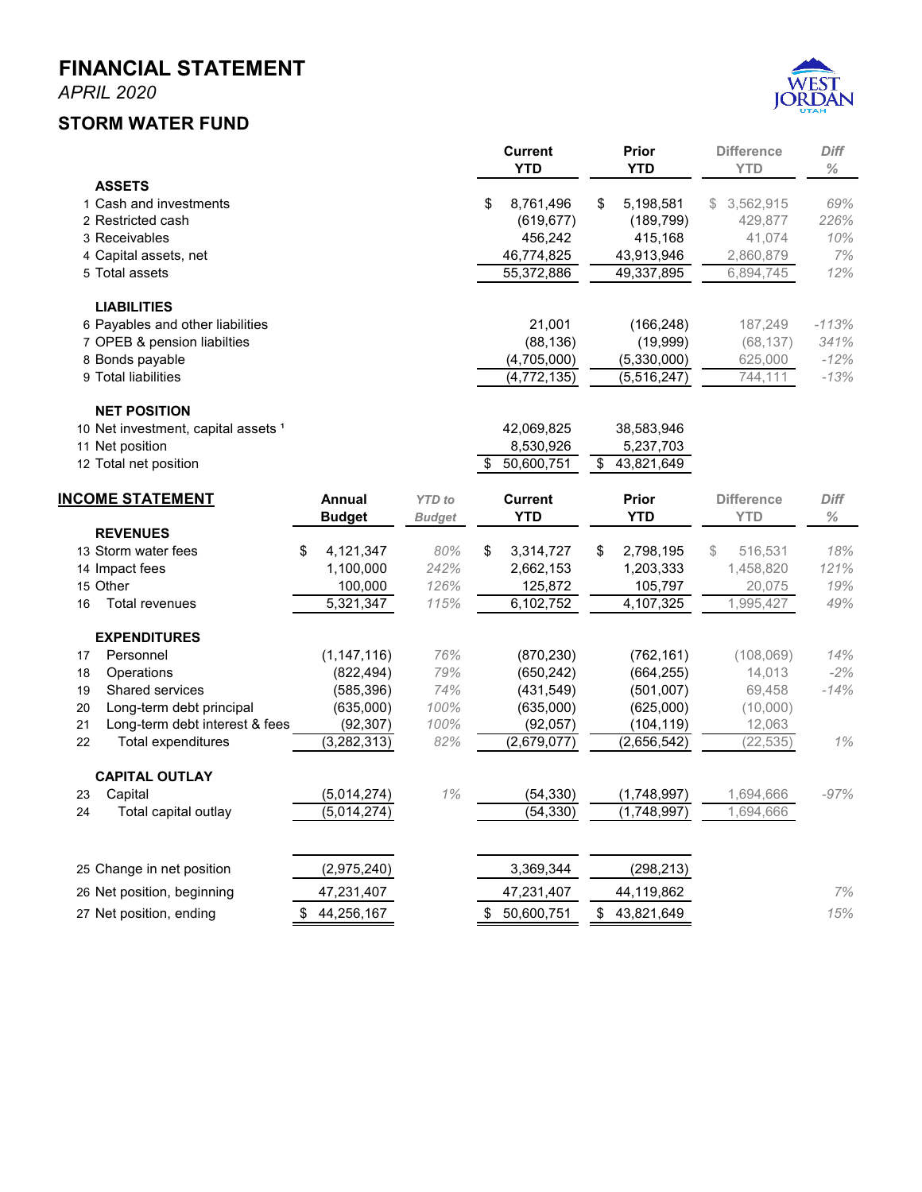# FINANCIAL STATEMENT

*APRIL 2020*

## STORM WATER FUND

| | Current YTD | Prior YTD | Difference YTD | Diff % |
|---|---|---|---|---|
| **ASSETS** | | | | |
| 1 Cash and investments | $ 8,761,496 | $ 5,198,581 | $ 3,562,915 | 69% |
| 2 Restricted cash | (619,677) | (189,799) | 429,877 | 226% |
| 3 Receivables | 456,242 | 415,168 | 41,074 | 10% |
| 4 Capital assets, net | 46,774,825 | 43,913,946 | 2,860,879 | 7% |
| 5 Total assets | 55,372,886 | 49,337,895 | 6,894,745 | 12% |
| **LIABILITIES** | | | | |
| 6 Payables and other liabilities | 21,001 | (166,248) | 187,249 | -113% |
| 7 OPEB & pension liabilties | (88,136) | (19,999) | (68,137) | 341% |
| 8 Bonds payable | (4,705,000) | (5,330,000) | 625,000 | -12% |
| 9 Total liabilities | (4,772,135) | (5,516,247) | 744,111 | -13% |
| **NET POSITION** | | | | |
| 10 Net investment, capital assets [1] | 42,069,825 | 38,583,946 | | |
| 11 Net position | 8,530,926 | 5,237,703 | | |
| 12 Total net position | $ 50,600,751 | $ 43,821,649 | | |

| **INCOME STATEMENT** | Annual Budget | YTD to Budget | Current YTD | Prior YTD | Difference YTD | Diff % |
|---|---|---|---|---|---|---|
| **REVENUES** | | | | | | |
| 13 Storm water fees | $ 4,121,347 | 80% | $ 3,314,727 | $ 2,798,195 | $ 516,531 | 18% |
| 14 Impact fees | 1,100,000 | 242% | 2,662,153 | 1,203,333 | 1,458,820 | 121% |
| 15 Other | 100,000 | 126% | 125,872 | 105,797 | 20,075 | 19% |
| 16 Total revenues | 5,321,347 | 115% | 6,102,752 | 4,107,325 | 1,995,427 | 49% |
| **EXPENDITURES** | | | | | | |
| 17 Personnel | (1,147,116) | 76% | (870,230) | (762,161) | (108,069) | 14% |
| 18 Operations | (822,494) | 79% | (650,242) | (664,255) | 14,013 | -2% |
| 19 Shared services | (585,396) | 74% | (431,549) | (501,007) | 69,458 | -14% |
| 20 Long-term debt principal | (635,000) | 100% | (635,000) | (625,000) | (10,000) | |
| 21 Long-term debt interest & fees | (92,307) | 100% | (92,057) | (104,119) | 12,063 | |
| 22 Total expenditures | (3,282,313) | 82% | (2,679,077) | (2,656,542) | (22,535) | 1% |
| **CAPITAL OUTLAY** | | | | | | |
| 23 Capital | (5,014,274) | 1% | (54,330) | (1,748,997) | 1,694,666 | -97% |
| 24 Total capital outlay | (5,014,274) | | (54,330) | (1,748,997) | 1,694,666 | |
| 25 Change in net position | (2,975,240) | | 3,369,344 | (298,213) | | |
| 26 Net position, beginning | 47,231,407 | | 47,231,407 | 44,119,862 | | 7% |
| 27 Net position, ending | $ 44,256,167 | | $ 50,600,751 | $ 43,821,649 | | 15% |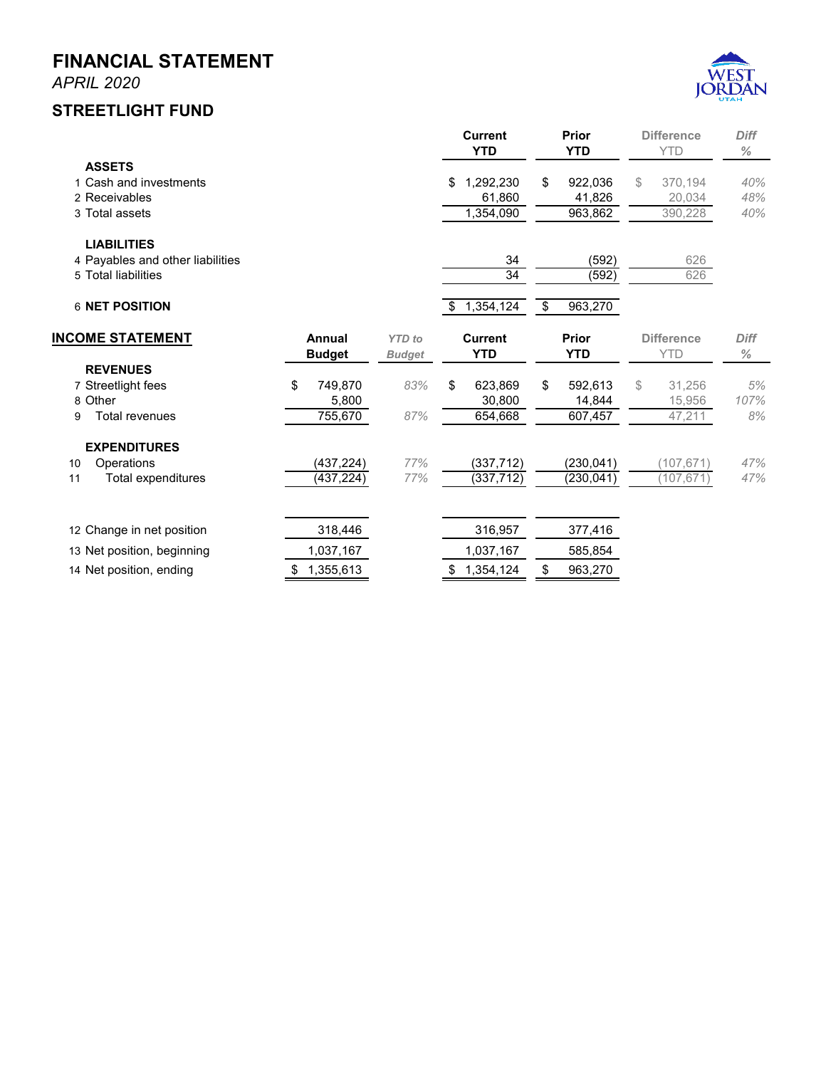# FINANCIAL STATEMENT

*APRIL 2020*

## STREETLIGHT FUND

| | | Current YTD | Prior YTD | Difference YTD | Diff % |
|---|---|---|---|---|---|
| | **ASSETS** | | | | |
| 1 | Cash and investments | $ 1,292,230 | $ 922,036 | $ 370,194 | 40% |
| 2 | Receivables | 61,860 | 41,826 | 20,034 | 48% |
| 3 | Total assets | 1,354,090 | 963,862 | 390,228 | 40% |
| | **LIABILITIES** | | | | |
| 4 | Payables and other liabilities | 34 | (592) | 626 | |
| 5 | Total liabilities | 34 | (592) | 626 | |
| 6 | **NET POSITION** | $ 1,354,124 | $ 963,270 | | |

## INCOME STATEMENT

| | | Annual Budget | YTD to Budget | Current YTD | Prior YTD | Difference YTD | Diff % |
|---|---|---|---|---|---|---|---|
| | **REVENUES** | | | | | | |
| 7 | Streetlight fees | $ 749,870 | 83% | $ 623,869 | $ 592,613 | $ 31,256 | 5% |
| 8 | Other | 5,800 | | 30,800 | 14,844 | 15,956 | 107% |
| 9 | Total revenues | 755,670 | 87% | 654,668 | 607,457 | 47,211 | 8% |
| | **EXPENDITURES** | | | | | | |
| 10 | Operations | (437,224) | 77% | (337,712) | (230,041) | (107,671) | 47% |
| 11 | Total expenditures | (437,224) | 77% | (337,712) | (230,041) | (107,671) | 47% |
| 12 | Change in net position | 318,446 | | 316,957 | 377,416 | | |
| 13 | Net position, beginning | 1,037,167 | | 1,037,167 | 585,854 | | |
| 14 | Net position, ending | $ 1,355,613 | | $ 1,354,124 | $ 963,270 | | |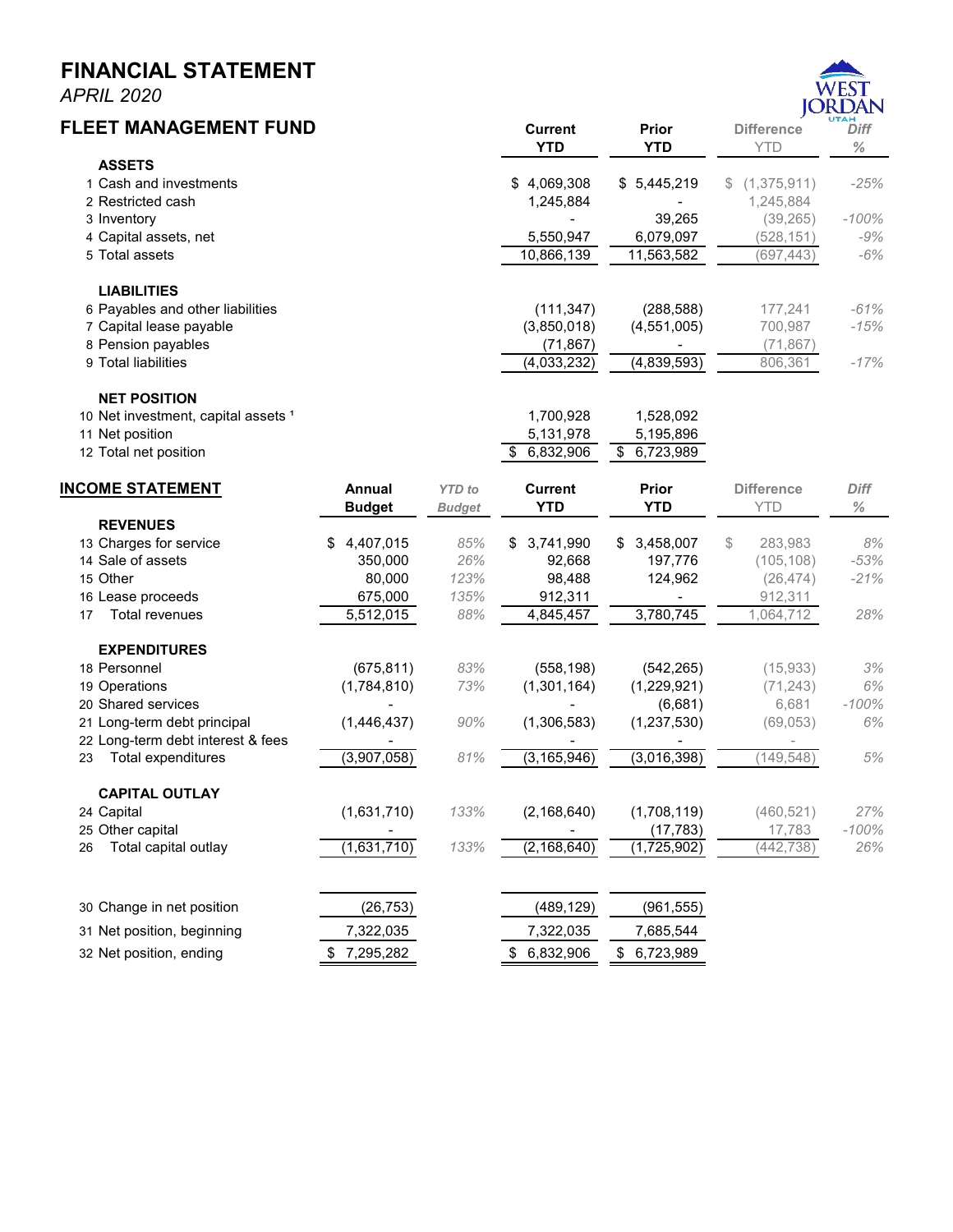# FINANCIAL STATEMENT

*APRIL 2020*

## FLEET MANAGEMENT FUND

| | Current YTD | Prior YTD | Difference YTD | Diff % |
|---|---|---|---|---|
| **ASSETS** | | | | |
| 1 Cash and investments | $ 4,069,308 | $ 5,445,219 | $ (1,375,911) | -25% |
| 2 Restricted cash | 1,245,884 | - | 1,245,884 | |
| 3 Inventory | - | 39,265 | (39,265) | -100% |
| 4 Capital assets, net | 5,550,947 | 6,079,097 | (528,151) | -9% |
| 5 Total assets | 10,866,139 | 11,563,582 | (697,443) | -6% |
| **LIABILITIES** | | | | |
| 6 Payables and other liabilities | (111,347) | (288,588) | 177,241 | -61% |
| 7 Capital lease payable | (3,850,018) | (4,551,005) | 700,987 | -15% |
| 8 Pension payables | (71,867) | - | (71,867) | |
| 9 Total liabilities | (4,033,232) | (4,839,593) | 806,361 | -17% |
| **NET POSITION** | | | | |
| 10 Net investment, capital assets [1] | 1,700,928 | 1,528,092 | | |
| 11 Net position | 5,131,978 | 5,195,896 | | |
| 12 Total net position | $ 6,832,906 | $ 6,723,989 | | |

## INCOME STATEMENT

| | Annual Budget | *YTD to Budget* | Current YTD | Prior YTD | Difference YTD | Diff % |
|---|---|---|---|---|---|---|
| **REVENUES** | | | | | | |
| 13 Charges for service | $ 4,407,015 | *85%* | $ 3,741,990 | $ 3,458,007 | $ 283,983 | 8% |
| 14 Sale of assets | 350,000 | *26%* | 92,668 | 197,776 | (105,108) | -53% |
| 15 Other | 80,000 | *123%* | 98,488 | 124,962 | (26,474) | -21% |
| 16 Lease proceeds | 675,000 | *135%* | 912,311 | - | 912,311 | |
| 17 Total revenues | 5,512,015 | *88%* | 4,845,457 | 3,780,745 | 1,064,712 | 28% |
| **EXPENDITURES** | | | | | | |
| 18 Personnel | (675,811) | *83%* | (558,198) | (542,265) | (15,933) | 3% |
| 19 Operations | (1,784,810) | *73%* | (1,301,164) | (1,229,921) | (71,243) | 6% |
| 20 Shared services | - | | - | (6,681) | 6,681 | -100% |
| 21 Long-term debt principal | (1,446,437) | *90%* | (1,306,583) | (1,237,530) | (69,053) | 6% |
| 22 Long-term debt interest & fees | - | | - | - | - | |
| 23 Total expenditures | (3,907,058) | *81%* | (3,165,946) | (3,016,398) | (149,548) | 5% |
| **CAPITAL OUTLAY** | | | | | | |
| 24 Capital | (1,631,710) | *133%* | (2,168,640) | (1,708,119) | (460,521) | 27% |
| 25 Other capital | - | | - | (17,783) | 17,783 | -100% |
| 26 Total capital outlay | (1,631,710) | *133%* | (2,168,640) | (1,725,902) | (442,738) | 26% |
| 30 Change in net position | (26,753) | | (489,129) | (961,555) | | |
| 31 Net position, beginning | 7,322,035 | | 7,322,035 | 7,685,544 | | |
| 32 Net position, ending | $ 7,295,282 | | $ 6,832,906 | $ 6,723,989 | | |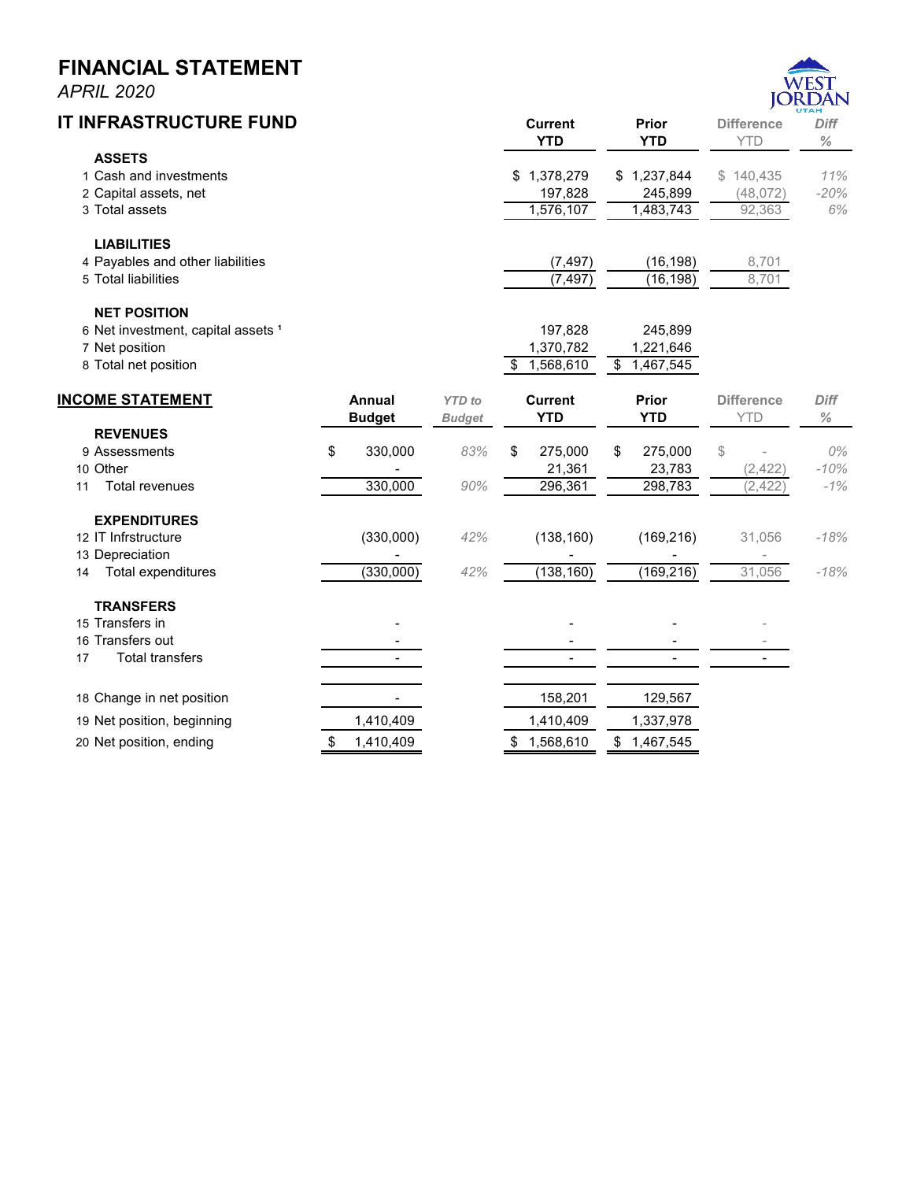# FINANCIAL STATEMENT

*APRIL 2020*

## IT INFRASTRUCTURE FUND

| | | Current YTD | Prior YTD | Difference YTD | Diff % |
|---|---|---|---|---|---|
| **ASSETS** | | | | | |
| 1 | Cash and investments | $ 1,378,279 | $ 1,237,844 | $ 140,435 | 11% |
| 2 | Capital assets, net | 197,828 | 245,899 | (48,072) | -20% |
| 3 | Total assets | 1,576,107 | 1,483,743 | 92,363 | 6% |
| **LIABILITIES** | | | | | |
| 4 | Payables and other liabilities | (7,497) | (16,198) | 8,701 | |
| 5 | Total liabilities | (7,497) | (16,198) | 8,701 | |
| **NET POSITION** | | | | | |
| 6 | Net investment, capital assets [1] | 197,828 | 245,899 | | |
| 7 | Net position | 1,370,782 | 1,221,646 | | |
| 8 | Total net position | $ 1,568,610 | $ 1,467,545 | | |

## INCOME STATEMENT

| | | Annual Budget | YTD to Budget | Current YTD | Prior YTD | Difference YTD | Diff % |
|---|---|---|---|---|---|---|---|
| **REVENUES** | | | | | | | |
| 9 | Assessments | $ 330,000 | 83% | $ 275,000 | $ 275,000 | $ - | 0% |
| 10 | Other | - | | 21,361 | 23,783 | (2,422) | -10% |
| 11 | Total revenues | 330,000 | 90% | 296,361 | 298,783 | (2,422) | -1% |
| **EXPENDITURES** | | | | | | | |
| 12 | IT Infrstructure | (330,000) | 42% | (138,160) | (169,216) | 31,056 | -18% |
| 13 | Depreciation | - | | - | - | - | |
| 14 | Total expenditures | (330,000) | 42% | (138,160) | (169,216) | 31,056 | -18% |
| **TRANSFERS** | | | | | | | |
| 15 | Transfers in | - | | - | - | - | |
| 16 | Transfers out | - | | - | - | - | |
| 17 | Total transfers | - | | - | - | - | |
| 18 | Change in net position | - | | 158,201 | 129,567 | | |
| 19 | Net position, beginning | 1,410,409 | | 1,410,409 | 1,337,978 | | |
| 20 | Net position, ending | $ 1,410,409 | | $ 1,568,610 | $ 1,467,545 | | |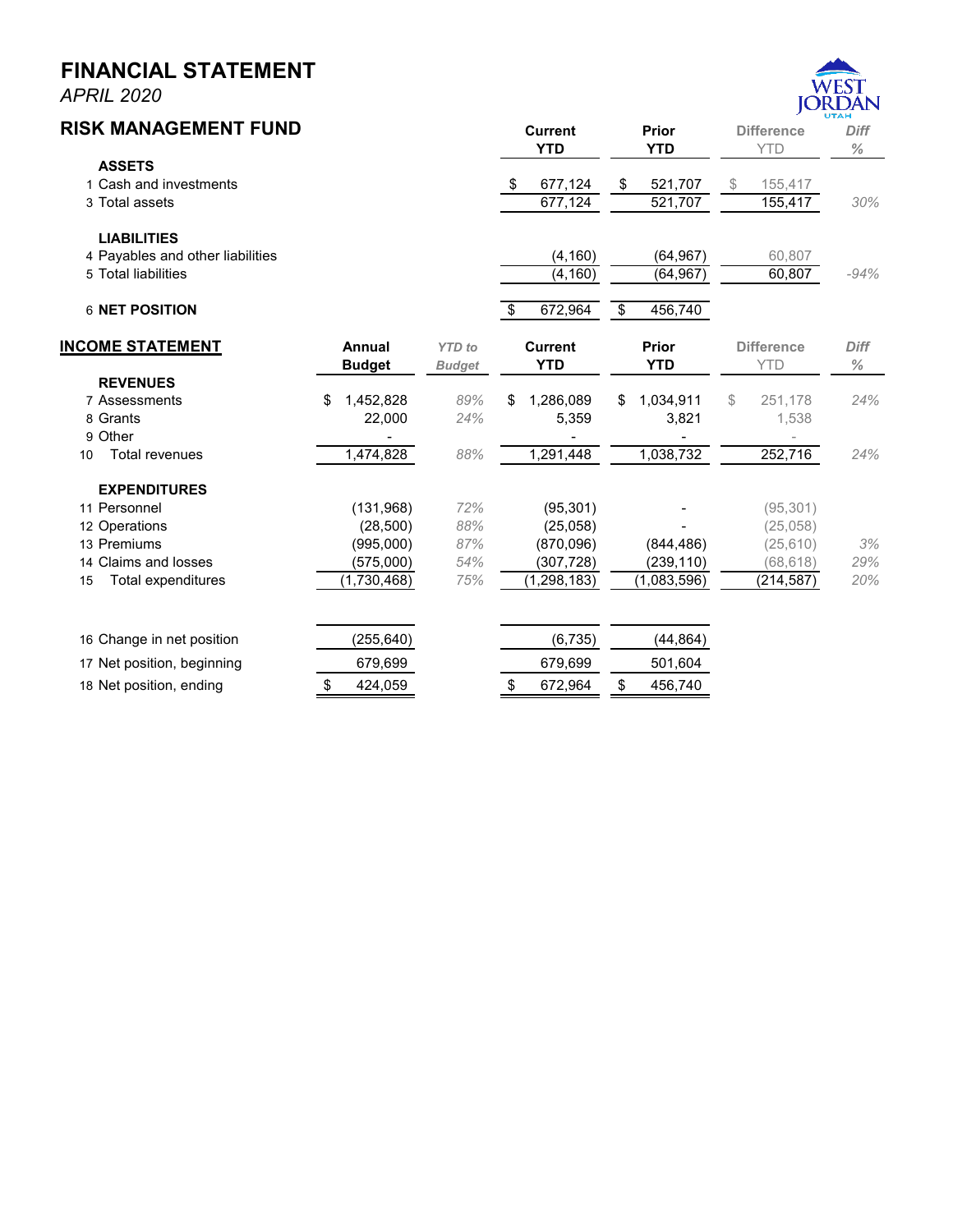# FINANCIAL STATEMENT

*APRIL 2020*

## RISK MANAGEMENT FUND

| | Current YTD | Prior YTD | Difference YTD | Diff % |
|---|---|---|---|---|
| **ASSETS** | | | | |
| 1 Cash and investments | $ 677,124 | $ 521,707 | $ 155,417 | |
| 3 Total assets | 677,124 | 521,707 | 155,417 | *30%* |
| **LIABILITIES** | | | | |
| 4 Payables and other liabilities | (4,160) | (64,967) | 60,807 | |
| 5 Total liabilities | (4,160) | (64,967) | 60,807 | *-94%* |
| 6 **NET POSITION** | $ 672,964 | $ 456,740 | | |

## INCOME STATEMENT

| | Annual Budget | *YTD to Budget* | Current YTD | Prior YTD | Difference YTD | *Diff %* |
|---|---|---|---|---|---|---|
| **REVENUES** | | | | | | |
| 7 Assessments | $ 1,452,828 | *89%* | $ 1,286,089 | $ 1,034,911 | $ 251,178 | *24%* |
| 8 Grants | 22,000 | *24%* | 5,359 | 3,821 | 1,538 | |
| 9 Other | - | | - | - | - | |
| 10 Total revenues | 1,474,828 | *88%* | 1,291,448 | 1,038,732 | 252,716 | *24%* |
| **EXPENDITURES** | | | | | | |
| 11 Personnel | (131,968) | *72%* | (95,301) | - | (95,301) | |
| 12 Operations | (28,500) | *88%* | (25,058) | - | (25,058) | |
| 13 Premiums | (995,000) | *87%* | (870,096) | (844,486) | (25,610) | *3%* |
| 14 Claims and losses | (575,000) | *54%* | (307,728) | (239,110) | (68,618) | *29%* |
| 15 Total expenditures | (1,730,468) | *75%* | (1,298,183) | (1,083,596) | (214,587) | *20%* |
| 16 Change in net position | (255,640) | | (6,735) | (44,864) | | |
| 17 Net position, beginning | 679,699 | | 679,699 | 501,604 | | |
| 18 Net position, ending | $ 424,059 | | $ 672,964 | $ 456,740 | | |